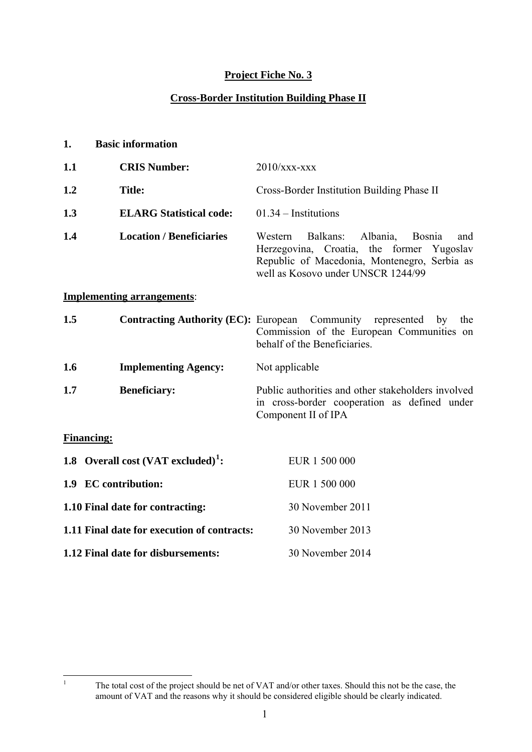# **Project Fiche No. 3**

## **Cross-Border Institution Building Phase II**

## **1. Basic information**

| | | |
|---|---|---|
| **1.1** | **CRIS Number:** | 2010/xxx-xxx |
| **1.2** | **Title:** | Cross-Border Institution Building Phase II |
| **1.3** | **ELARG Statistical code:** | 01.34 – Institutions |
| **1.4** | **Location / Beneficiaries** | Western Balkans: Albania, Bosnia and Herzegovina, Croatia, the former Yugoslav Republic of Macedonia, Montenegro, Serbia as well as Kosovo under UNSCR 1244/99 |

**Implementing arrangements**:

| | | |
|---|---|---|
| **1.5** | **Contracting Authority (EC):** | European Community represented by the Commission of the European Communities on behalf of the Beneficiaries. |
| **1.6** | **Implementing Agency:** | Not applicable |
| **1.7** | **Beneficiary:** | Public authorities and other stakeholders involved in cross-border cooperation as defined under Component II of IPA |

**Financing:**

| | |
|---|---|
| **1.8 Overall cost (VAT excluded)[1]:** | EUR 1 500 000 |
| **1.9 EC contribution:** | EUR 1 500 000 |
| **1.10 Final date for contracting:** | 30 November 2011 |
| **1.11 Final date for execution of contracts:** | 30 November 2013 |
| **1.12 Final date for disbursements:** | 30 November 2014 |

[1] The total cost of the project should be net of VAT and/or other taxes. Should this not be the case, the amount of VAT and the reasons why it should be considered eligible should be clearly indicated.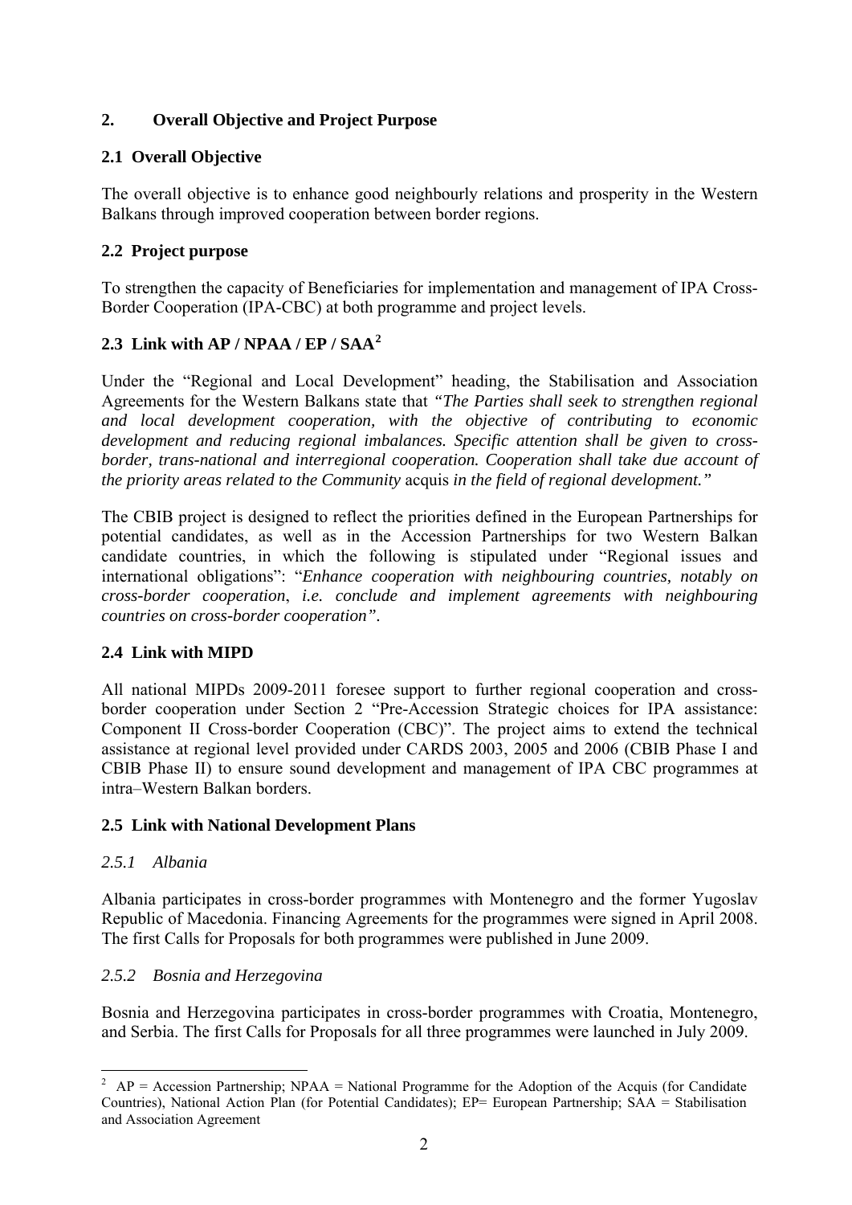## 2. Overall Objective and Project Purpose

### 2.1 Overall Objective

The overall objective is to enhance good neighbourly relations and prosperity in the Western Balkans through improved cooperation between border regions.

### 2.2 Project purpose

To strengthen the capacity of Beneficiaries for implementation and management of IPA Cross-Border Cooperation (IPA-CBC) at both programme and project levels.

### 2.3 Link with AP / NPAA / EP / SAA[2]

Under the "Regional and Local Development" heading, the Stabilisation and Association Agreements for the Western Balkans state that *"The Parties shall seek to strengthen regional and local development cooperation, with the objective of contributing to economic development and reducing regional imbalances. Specific attention shall be given to cross-border, trans-national and interregional cooperation. Cooperation shall take due account of the priority areas related to the Community* acquis *in the field of regional development."*

The CBIB project is designed to reflect the priorities defined in the European Partnerships for potential candidates, as well as in the Accession Partnerships for two Western Balkan candidate countries, in which the following is stipulated under "Regional issues and international obligations": "*Enhance cooperation with neighbouring countries, notably on cross-border cooperation*, *i.e. conclude and implement agreements with neighbouring countries on cross-border cooperation"*.

### 2.4 Link with MIPD

All national MIPDs 2009-2011 foresee support to further regional cooperation and cross-border cooperation under Section 2 "Pre-Accession Strategic choices for IPA assistance: Component II Cross-border Cooperation (CBC)". The project aims to extend the technical assistance at regional level provided under CARDS 2003, 2005 and 2006 (CBIB Phase I and CBIB Phase II) to ensure sound development and management of IPA CBC programmes at intra–Western Balkan borders.

### 2.5 Link with National Development Plans

#### *2.5.1 Albania*

Albania participates in cross-border programmes with Montenegro and the former Yugoslav Republic of Macedonia. Financing Agreements for the programmes were signed in April 2008. The first Calls for Proposals for both programmes were published in June 2009.

#### *2.5.2 Bosnia and Herzegovina*

Bosnia and Herzegovina participates in cross-border programmes with Croatia, Montenegro, and Serbia. The first Calls for Proposals for all three programmes were launched in July 2009.

---

[2] AP = Accession Partnership; NPAA = National Programme for the Adoption of the Acquis (for Candidate Countries), National Action Plan (for Potential Candidates); EP= European Partnership; SAA = Stabilisation and Association Agreement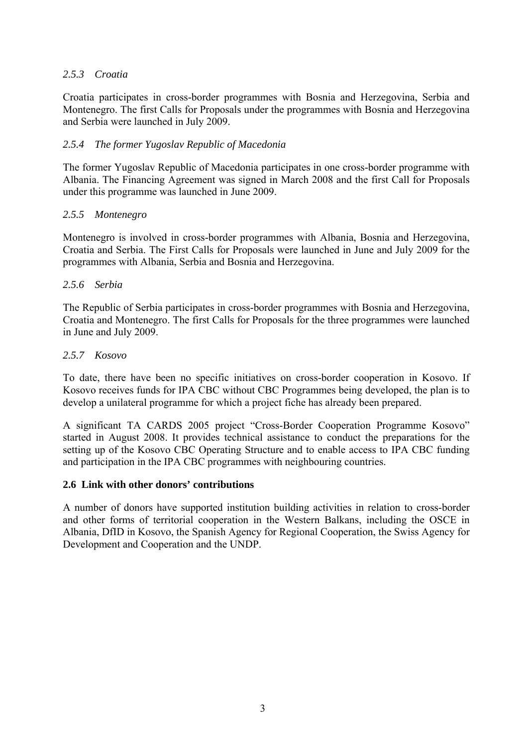#### *2.5.3 Croatia*

Croatia participates in cross-border programmes with Bosnia and Herzegovina, Serbia and Montenegro. The first Calls for Proposals under the programmes with Bosnia and Herzegovina and Serbia were launched in July 2009.

#### *2.5.4 The former Yugoslav Republic of Macedonia*

The former Yugoslav Republic of Macedonia participates in one cross-border programme with Albania. The Financing Agreement was signed in March 2008 and the first Call for Proposals under this programme was launched in June 2009.

#### *2.5.5 Montenegro*

Montenegro is involved in cross-border programmes with Albania, Bosnia and Herzegovina, Croatia and Serbia. The First Calls for Proposals were launched in June and July 2009 for the programmes with Albania, Serbia and Bosnia and Herzegovina.

#### *2.5.6 Serbia*

The Republic of Serbia participates in cross-border programmes with Bosnia and Herzegovina, Croatia and Montenegro. The first Calls for Proposals for the three programmes were launched in June and July 2009.

#### *2.5.7 Kosovo*

To date, there have been no specific initiatives on cross-border cooperation in Kosovo. If Kosovo receives funds for IPA CBC without CBC Programmes being developed, the plan is to develop a unilateral programme for which a project fiche has already been prepared.

A significant TA CARDS 2005 project "Cross-Border Cooperation Programme Kosovo" started in August 2008. It provides technical assistance to conduct the preparations for the setting up of the Kosovo CBC Operating Structure and to enable access to IPA CBC funding and participation in the IPA CBC programmes with neighbouring countries.

### 2.6 Link with other donors' contributions

A number of donors have supported institution building activities in relation to cross-border and other forms of territorial cooperation in the Western Balkans, including the OSCE in Albania, DfID in Kosovo, the Spanish Agency for Regional Cooperation, the Swiss Agency for Development and Cooperation and the UNDP.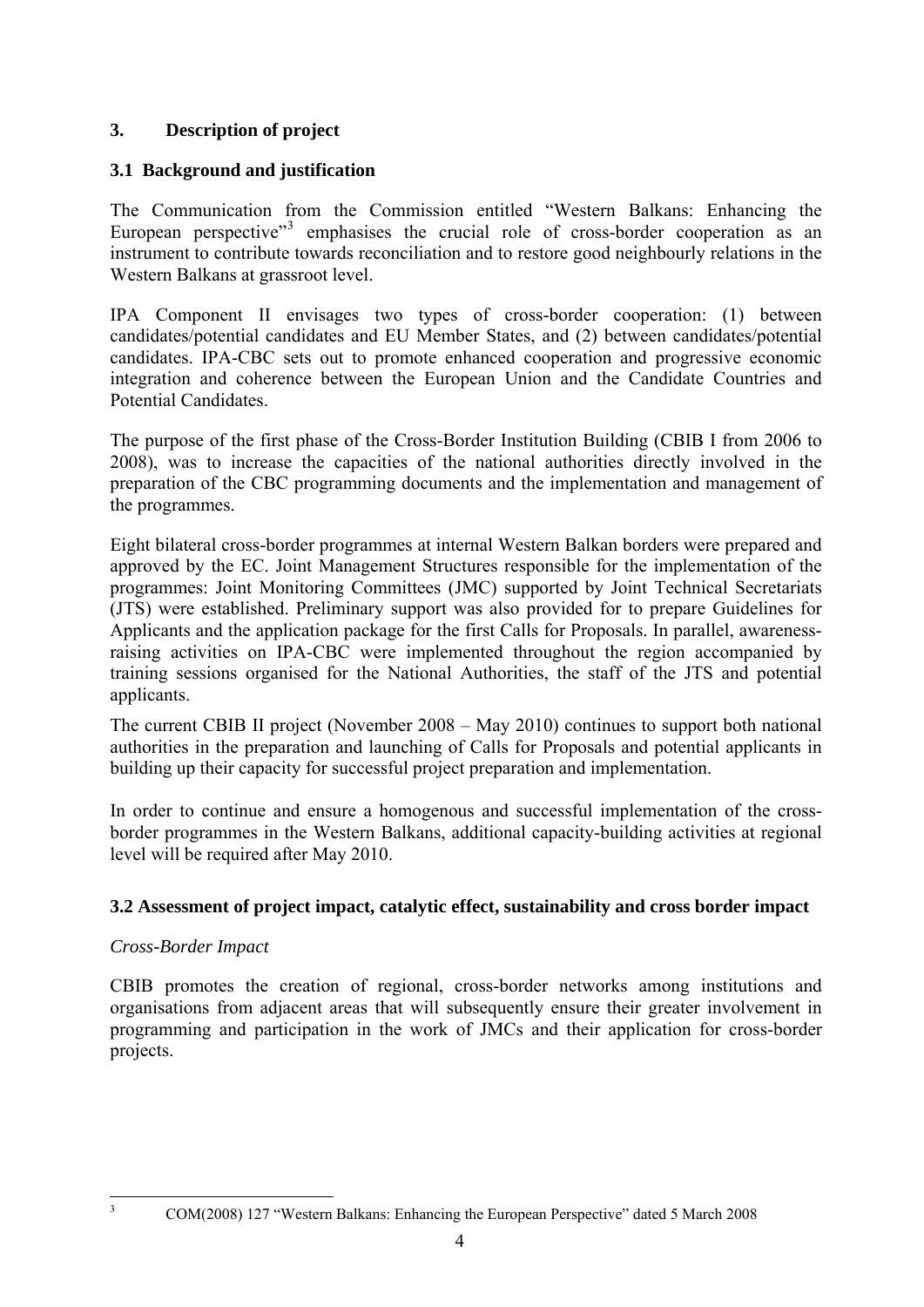## 3. Description of project

### 3.1 Background and justification

The Communication from the Commission entitled "Western Balkans: Enhancing the European perspective"[3] emphasises the crucial role of cross-border cooperation as an instrument to contribute towards reconciliation and to restore good neighbourly relations in the Western Balkans at grassroot level.

IPA Component II envisages two types of cross-border cooperation: (1) between candidates/potential candidates and EU Member States, and (2) between candidates/potential candidates. IPA-CBC sets out to promote enhanced cooperation and progressive economic integration and coherence between the European Union and the Candidate Countries and Potential Candidates.

The purpose of the first phase of the Cross-Border Institution Building (CBIB I from 2006 to 2008), was to increase the capacities of the national authorities directly involved in the preparation of the CBC programming documents and the implementation and management of the programmes.

Eight bilateral cross-border programmes at internal Western Balkan borders were prepared and approved by the EC. Joint Management Structures responsible for the implementation of the programmes: Joint Monitoring Committees (JMC) supported by Joint Technical Secretariats (JTS) were established. Preliminary support was also provided for to prepare Guidelines for Applicants and the application package for the first Calls for Proposals. In parallel, awareness-raising activities on IPA-CBC were implemented throughout the region accompanied by training sessions organised for the National Authorities, the staff of the JTS and potential applicants.

The current CBIB II project (November 2008 – May 2010) continues to support both national authorities in the preparation and launching of Calls for Proposals and potential applicants in building up their capacity for successful project preparation and implementation.

In order to continue and ensure a homogenous and successful implementation of the cross-border programmes in the Western Balkans, additional capacity-building activities at regional level will be required after May 2010.

### 3.2 Assessment of project impact, catalytic effect, sustainability and cross border impact

*Cross-Border Impact*

CBIB promotes the creation of regional, cross-border networks among institutions and organisations from adjacent areas that will subsequently ensure their greater involvement in programming and participation in the work of JMCs and their application for cross-border projects.

[3] COM(2008) 127 "Western Balkans: Enhancing the European Perspective" dated 5 March 2008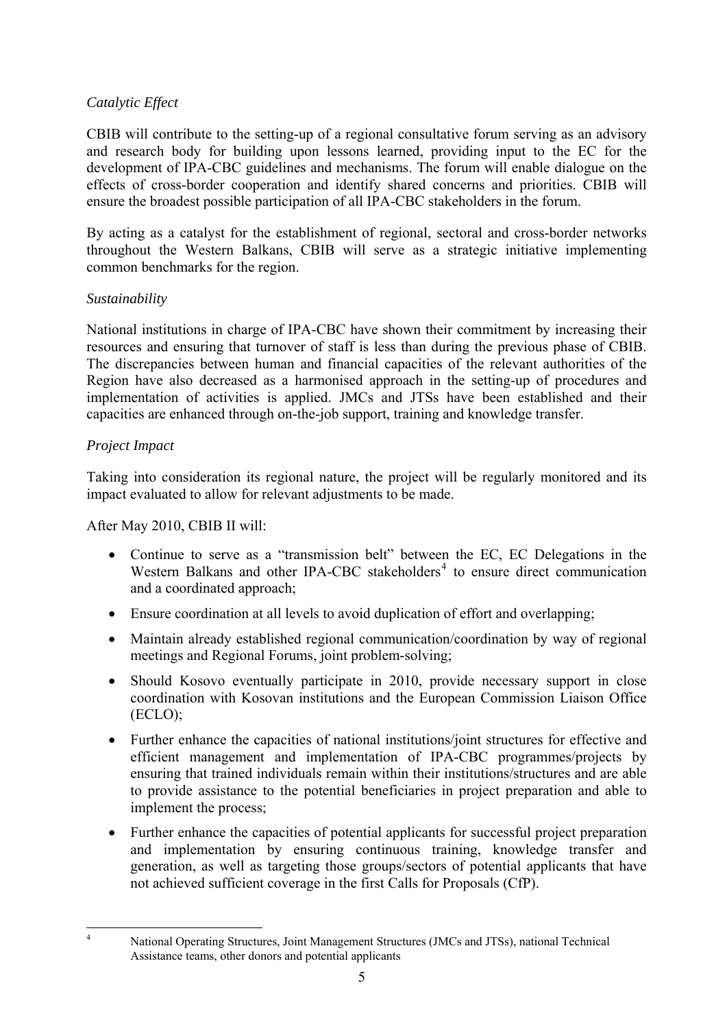*Catalytic Effect*

CBIB will contribute to the setting-up of a regional consultative forum serving as an advisory and research body for building upon lessons learned, providing input to the EC for the development of IPA-CBC guidelines and mechanisms. The forum will enable dialogue on the effects of cross-border cooperation and identify shared concerns and priorities. CBIB will ensure the broadest possible participation of all IPA-CBC stakeholders in the forum.

By acting as a catalyst for the establishment of regional, sectoral and cross-border networks throughout the Western Balkans, CBIB will serve as a strategic initiative implementing common benchmarks for the region.

*Sustainability*

National institutions in charge of IPA-CBC have shown their commitment by increasing their resources and ensuring that turnover of staff is less than during the previous phase of CBIB. The discrepancies between human and financial capacities of the relevant authorities of the Region have also decreased as a harmonised approach in the setting-up of procedures and implementation of activities is applied. JMCs and JTSs have been established and their capacities are enhanced through on-the-job support, training and knowledge transfer.

*Project Impact*

Taking into consideration its regional nature, the project will be regularly monitored and its impact evaluated to allow for relevant adjustments to be made.

After May 2010, CBIB II will:

- Continue to serve as a "transmission belt" between the EC, EC Delegations in the Western Balkans and other IPA-CBC stakeholders[4] to ensure direct communication and a coordinated approach;
- Ensure coordination at all levels to avoid duplication of effort and overlapping;
- Maintain already established regional communication/coordination by way of regional meetings and Regional Forums, joint problem-solving;
- Should Kosovo eventually participate in 2010, provide necessary support in close coordination with Kosovan institutions and the European Commission Liaison Office (ECLO);
- Further enhance the capacities of national institutions/joint structures for effective and efficient management and implementation of IPA-CBC programmes/projects by ensuring that trained individuals remain within their institutions/structures and are able to provide assistance to the potential beneficiaries in project preparation and able to implement the process;
- Further enhance the capacities of potential applicants for successful project preparation and implementation by ensuring continuous training, knowledge transfer and generation, as well as targeting those groups/sectors of potential applicants that have not achieved sufficient coverage in the first Calls for Proposals (CfP).

[4] National Operating Structures, Joint Management Structures (JMCs and JTSs), national Technical Assistance teams, other donors and potential applicants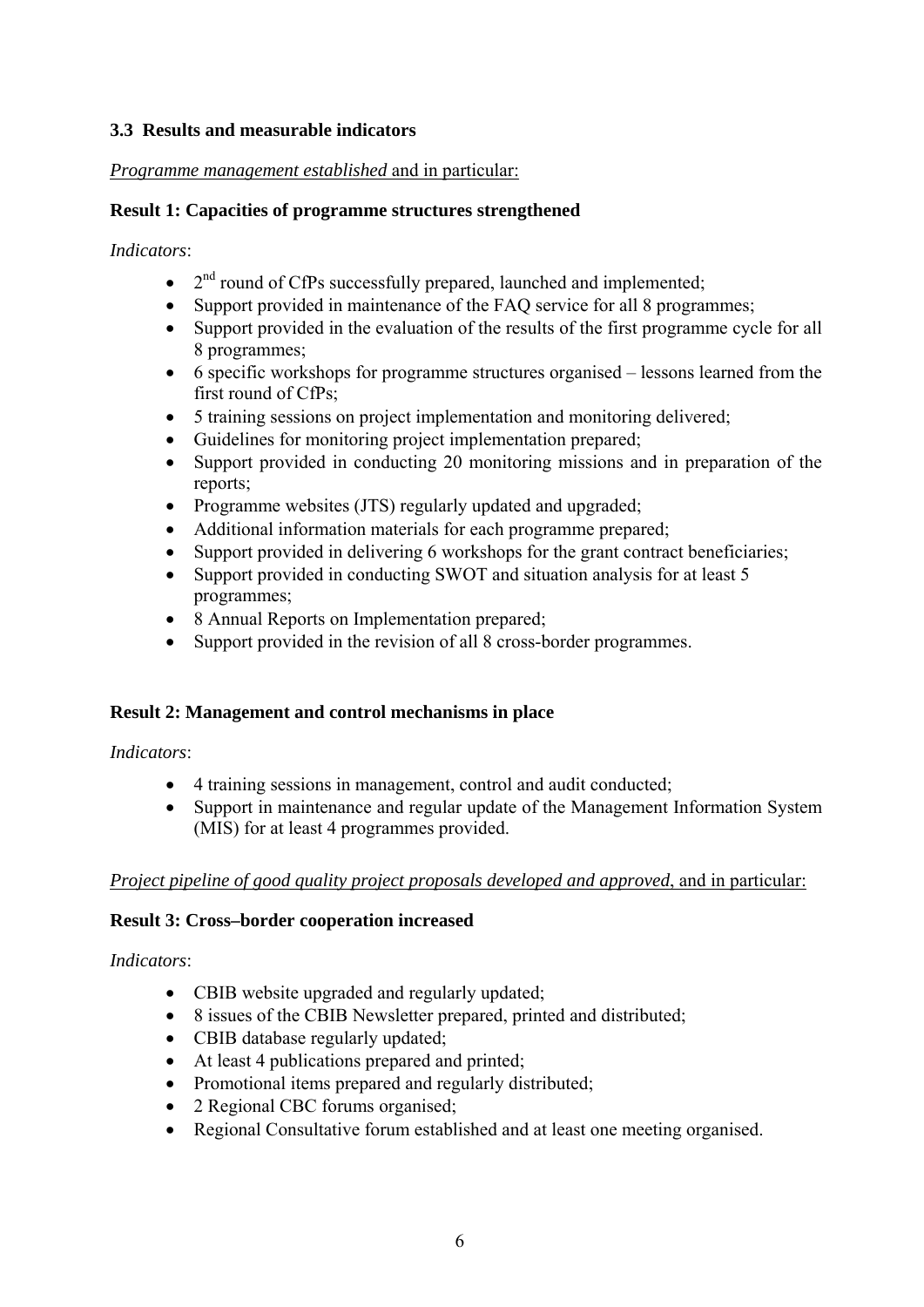### 3.3 Results and measurable indicators

*Programme management established* and in particular:

**Result 1: Capacities of programme structures strengthened**

*Indicators*:

- 2nd round of CfPs successfully prepared, launched and implemented;
- Support provided in maintenance of the FAQ service for all 8 programmes;
- Support provided in the evaluation of the results of the first programme cycle for all 8 programmes;
- 6 specific workshops for programme structures organised – lessons learned from the first round of CfPs;
- 5 training sessions on project implementation and monitoring delivered;
- Guidelines for monitoring project implementation prepared;
- Support provided in conducting 20 monitoring missions and in preparation of the reports;
- Programme websites (JTS) regularly updated and upgraded;
- Additional information materials for each programme prepared;
- Support provided in delivering 6 workshops for the grant contract beneficiaries;
- Support provided in conducting SWOT and situation analysis for at least 5 programmes;
- 8 Annual Reports on Implementation prepared;
- Support provided in the revision of all 8 cross-border programmes.

**Result 2: Management and control mechanisms in place**

*Indicators*:

- 4 training sessions in management, control and audit conducted;
- Support in maintenance and regular update of the Management Information System (MIS) for at least 4 programmes provided.

*Project pipeline of good quality project proposals developed and approved*, and in particular:

**Result 3: Cross–border cooperation increased**

*Indicators*:

- CBIB website upgraded and regularly updated;
- 8 issues of the CBIB Newsletter prepared, printed and distributed;
- CBIB database regularly updated;
- At least 4 publications prepared and printed;
- Promotional items prepared and regularly distributed;
- 2 Regional CBC forums organised;
- Regional Consultative forum established and at least one meeting organised.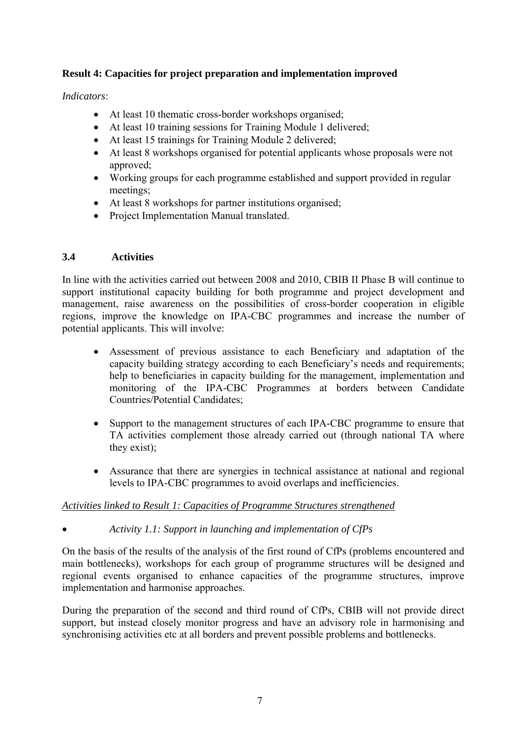**Result 4: Capacities for project preparation and implementation improved**

*Indicators*:

- At least 10 thematic cross-border workshops organised;
- At least 10 training sessions for Training Module 1 delivered;
- At least 15 trainings for Training Module 2 delivered;
- At least 8 workshops organised for potential applicants whose proposals were not approved;
- Working groups for each programme established and support provided in regular meetings;
- At least 8 workshops for partner institutions organised;
- Project Implementation Manual translated.

### 3.4 Activities

In line with the activities carried out between 2008 and 2010, CBIB II Phase B will continue to support institutional capacity building for both programme and project development and management, raise awareness on the possibilities of cross-border cooperation in eligible regions, improve the knowledge on IPA-CBC programmes and increase the number of potential applicants. This will involve:

- Assessment of previous assistance to each Beneficiary and adaptation of the capacity building strategy according to each Beneficiary's needs and requirements; help to beneficiaries in capacity building for the management, implementation and monitoring of the IPA-CBC Programmes at borders between Candidate Countries/Potential Candidates;

- Support to the management structures of each IPA-CBC programme to ensure that TA activities complement those already carried out (through national TA where they exist);

- Assurance that there are synergies in technical assistance at national and regional levels to IPA-CBC programmes to avoid overlaps and inefficiencies.

<u>*Activities linked to Result 1: Capacities of Programme Structures strengthened*</u>

- *Activity 1.1: Support in launching and implementation of CfPs*

On the basis of the results of the analysis of the first round of CfPs (problems encountered and main bottlenecks), workshops for each group of programme structures will be designed and regional events organised to enhance capacities of the programme structures, improve implementation and harmonise approaches.

During the preparation of the second and third round of CfPs, CBIB will not provide direct support, but instead closely monitor progress and have an advisory role in harmonising and synchronising activities etc at all borders and prevent possible problems and bottlenecks.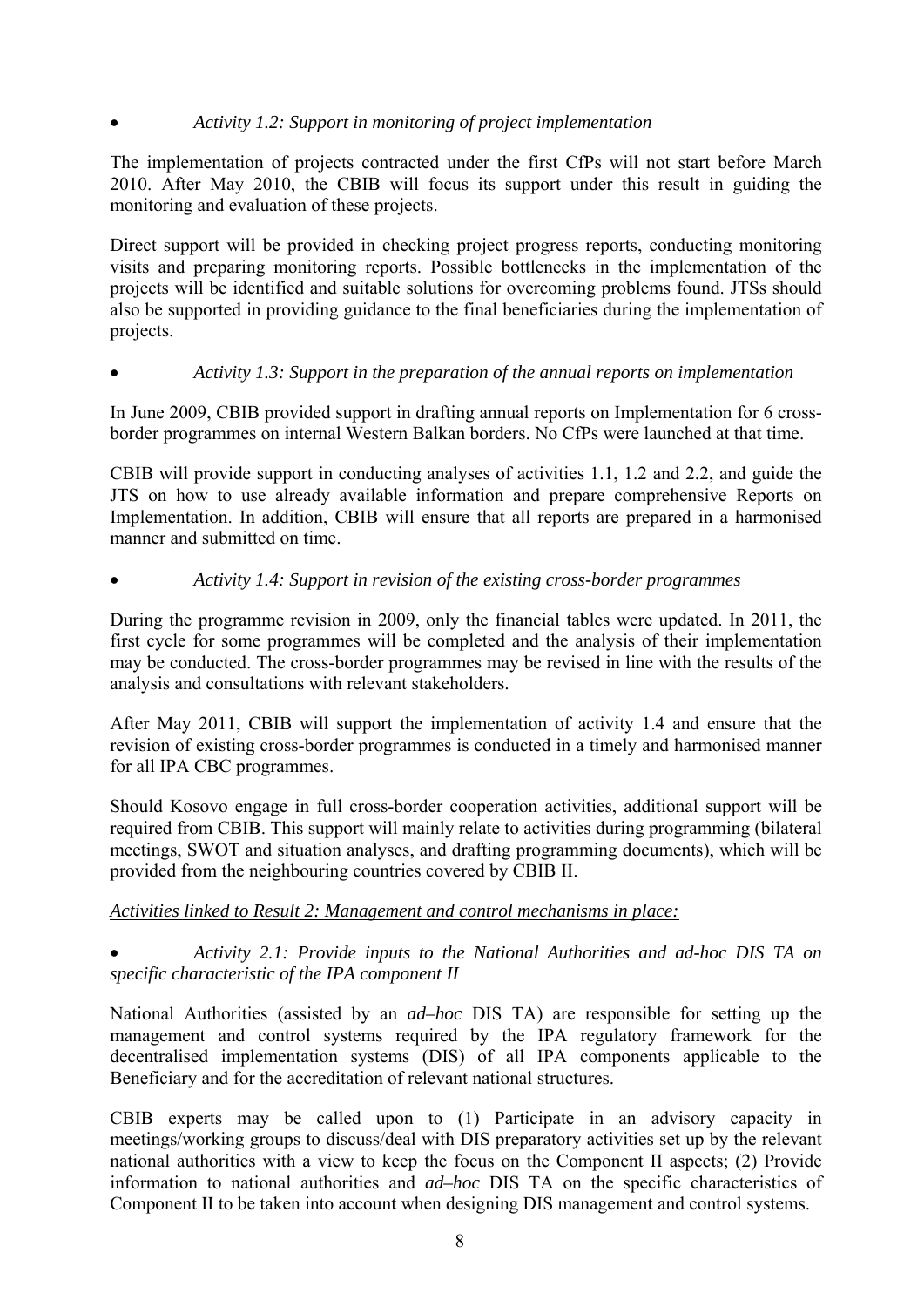- *Activity 1.2: Support in monitoring of project implementation*

The implementation of projects contracted under the first CfPs will not start before March 2010. After May 2010, the CBIB will focus its support under this result in guiding the monitoring and evaluation of these projects.

Direct support will be provided in checking project progress reports, conducting monitoring visits and preparing monitoring reports. Possible bottlenecks in the implementation of the projects will be identified and suitable solutions for overcoming problems found. JTSs should also be supported in providing guidance to the final beneficiaries during the implementation of projects.

- *Activity 1.3: Support in the preparation of the annual reports on implementation*

In June 2009, CBIB provided support in drafting annual reports on Implementation for 6 cross-border programmes on internal Western Balkan borders. No CfPs were launched at that time.

CBIB will provide support in conducting analyses of activities 1.1, 1.2 and 2.2, and guide the JTS on how to use already available information and prepare comprehensive Reports on Implementation. In addition, CBIB will ensure that all reports are prepared in a harmonised manner and submitted on time.

- *Activity 1.4: Support in revision of the existing cross-border programmes*

During the programme revision in 2009, only the financial tables were updated. In 2011, the first cycle for some programmes will be completed and the analysis of their implementation may be conducted. The cross-border programmes may be revised in line with the results of the analysis and consultations with relevant stakeholders.

After May 2011, CBIB will support the implementation of activity 1.4 and ensure that the revision of existing cross-border programmes is conducted in a timely and harmonised manner for all IPA CBC programmes.

Should Kosovo engage in full cross-border cooperation activities, additional support will be required from CBIB. This support will mainly relate to activities during programming (bilateral meetings, SWOT and situation analyses, and drafting programming documents), which will be provided from the neighbouring countries covered by CBIB II.

*Activities linked to Result 2: Management and control mechanisms in place:*

- *Activity 2.1: Provide inputs to the National Authorities and ad-hoc DIS TA on specific characteristic of the IPA component II*

National Authorities (assisted by an *ad–hoc* DIS TA) are responsible for setting up the management and control systems required by the IPA regulatory framework for the decentralised implementation systems (DIS) of all IPA components applicable to the Beneficiary and for the accreditation of relevant national structures.

CBIB experts may be called upon to (1) Participate in an advisory capacity in meetings/working groups to discuss/deal with DIS preparatory activities set up by the relevant national authorities with a view to keep the focus on the Component II aspects; (2) Provide information to national authorities and *ad–hoc* DIS TA on the specific characteristics of Component II to be taken into account when designing DIS management and control systems.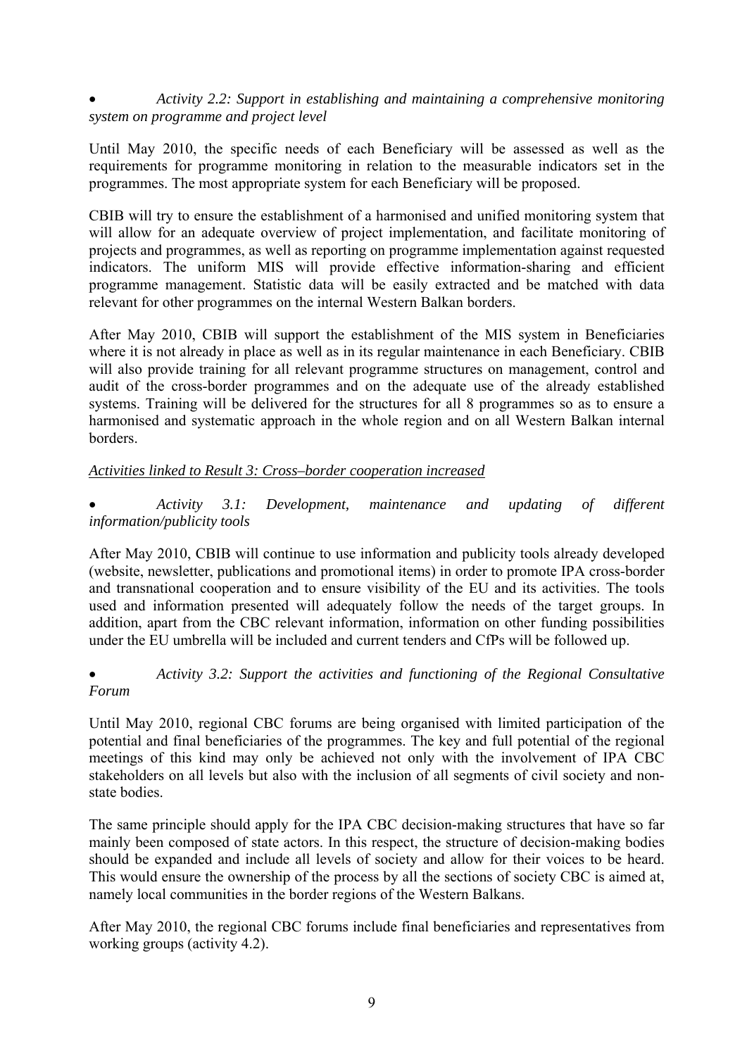- *Activity 2.2: Support in establishing and maintaining a comprehensive monitoring system on programme and project level*

Until May 2010, the specific needs of each Beneficiary will be assessed as well as the requirements for programme monitoring in relation to the measurable indicators set in the programmes. The most appropriate system for each Beneficiary will be proposed.

CBIB will try to ensure the establishment of a harmonised and unified monitoring system that will allow for an adequate overview of project implementation, and facilitate monitoring of projects and programmes, as well as reporting on programme implementation against requested indicators. The uniform MIS will provide effective information-sharing and efficient programme management. Statistic data will be easily extracted and be matched with data relevant for other programmes on the internal Western Balkan borders.

After May 2010, CBIB will support the establishment of the MIS system in Beneficiaries where it is not already in place as well as in its regular maintenance in each Beneficiary. CBIB will also provide training for all relevant programme structures on management, control and audit of the cross-border programmes and on the adequate use of the already established systems. Training will be delivered for the structures for all 8 programmes so as to ensure a harmonised and systematic approach in the whole region and on all Western Balkan internal borders.

*Activities linked to Result 3: Cross–border cooperation increased*

- *Activity 3.1: Development, maintenance and updating of different information/publicity tools*

After May 2010, CBIB will continue to use information and publicity tools already developed (website, newsletter, publications and promotional items) in order to promote IPA cross-border and transnational cooperation and to ensure visibility of the EU and its activities. The tools used and information presented will adequately follow the needs of the target groups. In addition, apart from the CBC relevant information, information on other funding possibilities under the EU umbrella will be included and current tenders and CfPs will be followed up.

- *Activity 3.2: Support the activities and functioning of the Regional Consultative Forum*

Until May 2010, regional CBC forums are being organised with limited participation of the potential and final beneficiaries of the programmes. The key and full potential of the regional meetings of this kind may only be achieved not only with the involvement of IPA CBC stakeholders on all levels but also with the inclusion of all segments of civil society and non-state bodies.

The same principle should apply for the IPA CBC decision-making structures that have so far mainly been composed of state actors. In this respect, the structure of decision-making bodies should be expanded and include all levels of society and allow for their voices to be heard. This would ensure the ownership of the process by all the sections of society CBC is aimed at, namely local communities in the border regions of the Western Balkans.

After May 2010, the regional CBC forums include final beneficiaries and representatives from working groups (activity 4.2).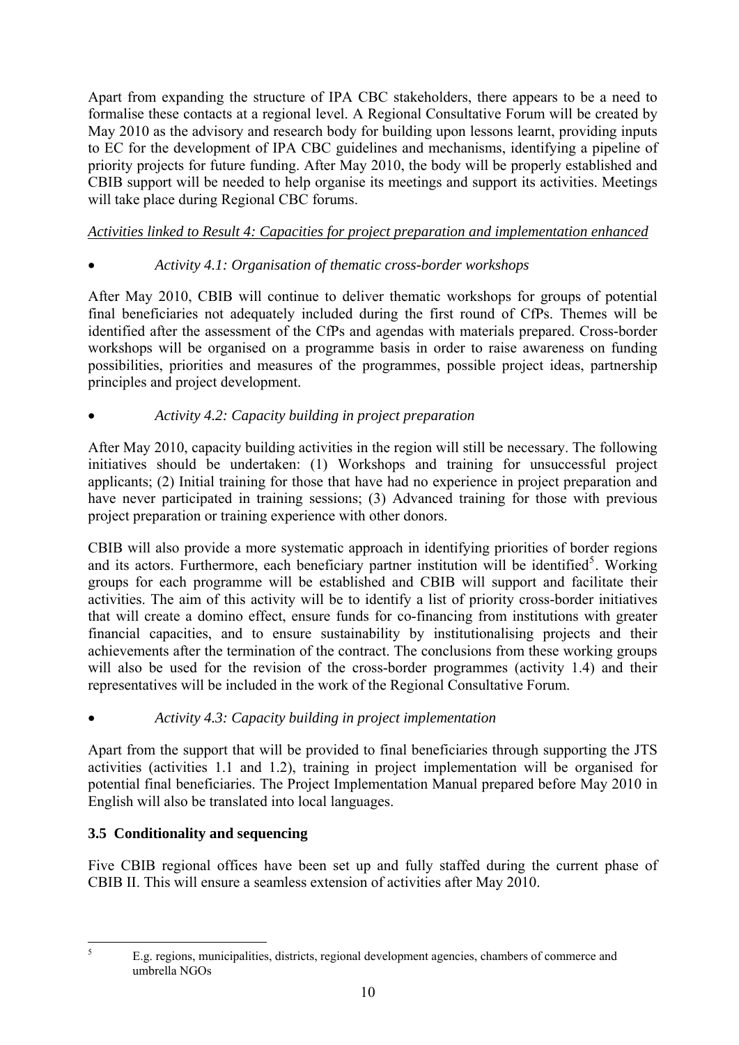Apart from expanding the structure of IPA CBC stakeholders, there appears to be a need to formalise these contacts at a regional level. A Regional Consultative Forum will be created by May 2010 as the advisory and research body for building upon lessons learnt, providing inputs to EC for the development of IPA CBC guidelines and mechanisms, identifying a pipeline of priority projects for future funding. After May 2010, the body will be properly established and CBIB support will be needed to help organise its meetings and support its activities. Meetings will take place during Regional CBC forums.

*Activities linked to Result 4: Capacities for project preparation and implementation enhanced*

- *Activity 4.1: Organisation of thematic cross-border workshops*

After May 2010, CBIB will continue to deliver thematic workshops for groups of potential final beneficiaries not adequately included during the first round of CfPs. Themes will be identified after the assessment of the CfPs and agendas with materials prepared. Cross-border workshops will be organised on a programme basis in order to raise awareness on funding possibilities, priorities and measures of the programmes, possible project ideas, partnership principles and project development.

- *Activity 4.2: Capacity building in project preparation*

After May 2010, capacity building activities in the region will still be necessary. The following initiatives should be undertaken: (1) Workshops and training for unsuccessful project applicants; (2) Initial training for those that have had no experience in project preparation and have never participated in training sessions; (3) Advanced training for those with previous project preparation or training experience with other donors.

CBIB will also provide a more systematic approach in identifying priorities of border regions and its actors. Furthermore, each beneficiary partner institution will be identified[5]. Working groups for each programme will be established and CBIB will support and facilitate their activities. The aim of this activity will be to identify a list of priority cross-border initiatives that will create a domino effect, ensure funds for co-financing from institutions with greater financial capacities, and to ensure sustainability by institutionalising projects and their achievements after the termination of the contract. The conclusions from these working groups will also be used for the revision of the cross-border programmes (activity 1.4) and their representatives will be included in the work of the Regional Consultative Forum.

- *Activity 4.3: Capacity building in project implementation*

Apart from the support that will be provided to final beneficiaries through supporting the JTS activities (activities 1.1 and 1.2), training in project implementation will be organised for potential final beneficiaries. The Project Implementation Manual prepared before May 2010 in English will also be translated into local languages.

### 3.5 Conditionality and sequencing

Five CBIB regional offices have been set up and fully staffed during the current phase of CBIB II. This will ensure a seamless extension of activities after May 2010.

---

[5] E.g. regions, municipalities, districts, regional development agencies, chambers of commerce and umbrella NGOs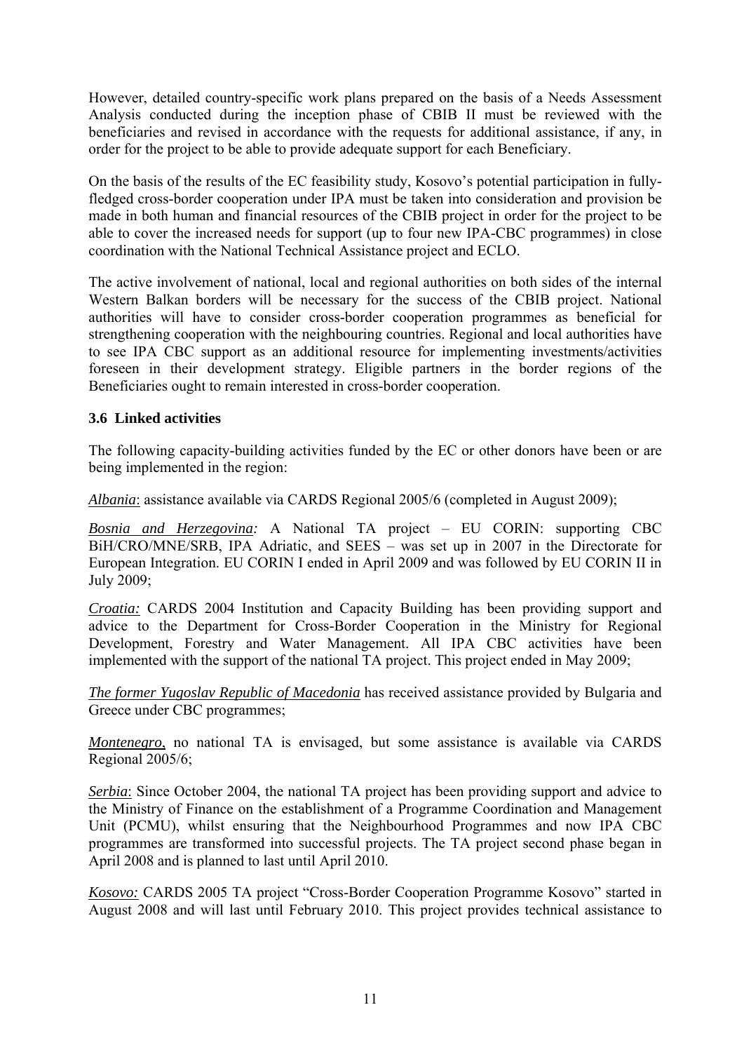However, detailed country-specific work plans prepared on the basis of a Needs Assessment Analysis conducted during the inception phase of CBIB II must be reviewed with the beneficiaries and revised in accordance with the requests for additional assistance, if any, in order for the project to be able to provide adequate support for each Beneficiary.

On the basis of the results of the EC feasibility study, Kosovo's potential participation in fully-fledged cross-border cooperation under IPA must be taken into consideration and provision be made in both human and financial resources of the CBIB project in order for the project to be able to cover the increased needs for support (up to four new IPA-CBC programmes) in close coordination with the National Technical Assistance project and ECLO.

The active involvement of national, local and regional authorities on both sides of the internal Western Balkan borders will be necessary for the success of the CBIB project. National authorities will have to consider cross-border cooperation programmes as beneficial for strengthening cooperation with the neighbouring countries. Regional and local authorities have to see IPA CBC support as an additional resource for implementing investments/activities foreseen in their development strategy. Eligible partners in the border regions of the Beneficiaries ought to remain interested in cross-border cooperation.

### 3.6 Linked activities

The following capacity-building activities funded by the EC or other donors have been or are being implemented in the region:

*Albania*: assistance available via CARDS Regional 2005/6 (completed in August 2009);

*Bosnia and Herzegovina:* A National TA project – EU CORIN: supporting CBC BiH/CRO/MNE/SRB, IPA Adriatic, and SEES – was set up in 2007 in the Directorate for European Integration. EU CORIN I ended in April 2009 and was followed by EU CORIN II in July 2009;

*Croatia:* CARDS 2004 Institution and Capacity Building has been providing support and advice to the Department for Cross-Border Cooperation in the Ministry for Regional Development, Forestry and Water Management. All IPA CBC activities have been implemented with the support of the national TA project. This project ended in May 2009;

*The former Yugoslav Republic of Macedonia* has received assistance provided by Bulgaria and Greece under CBC programmes;

*Montenegro*, no national TA is envisaged, but some assistance is available via CARDS Regional 2005/6;

*Serbia*: Since October 2004, the national TA project has been providing support and advice to the Ministry of Finance on the establishment of a Programme Coordination and Management Unit (PCMU), whilst ensuring that the Neighbourhood Programmes and now IPA CBC programmes are transformed into successful projects. The TA project second phase began in April 2008 and is planned to last until April 2010.

*Kosovo:* CARDS 2005 TA project "Cross-Border Cooperation Programme Kosovo" started in August 2008 and will last until February 2010. This project provides technical assistance to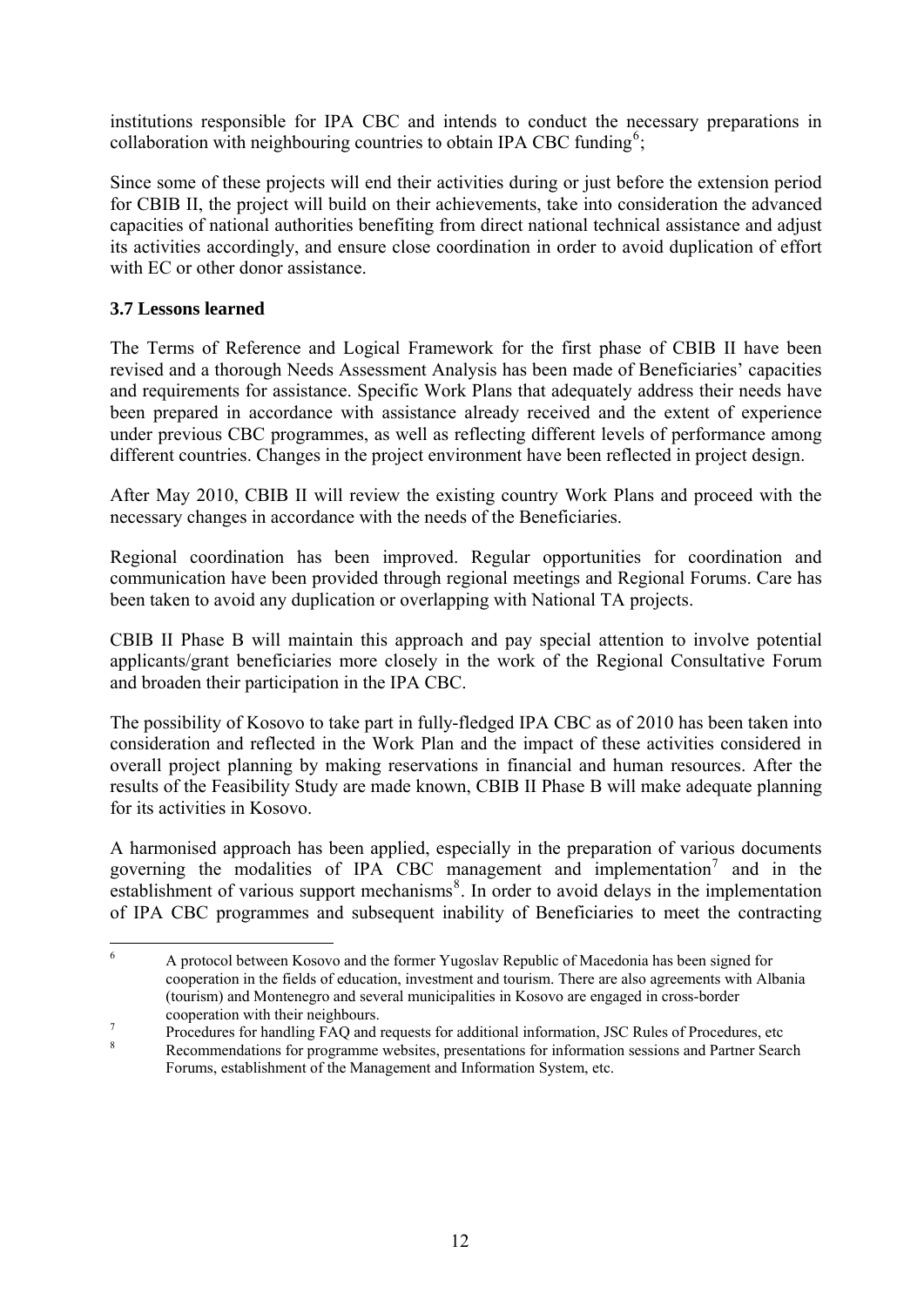institutions responsible for IPA CBC and intends to conduct the necessary preparations in collaboration with neighbouring countries to obtain IPA CBC funding[6];

Since some of these projects will end their activities during or just before the extension period for CBIB II, the project will build on their achievements, take into consideration the advanced capacities of national authorities benefiting from direct national technical assistance and adjust its activities accordingly, and ensure close coordination in order to avoid duplication of effort with EC or other donor assistance.

### 3.7 Lessons learned

The Terms of Reference and Logical Framework for the first phase of CBIB II have been revised and a thorough Needs Assessment Analysis has been made of Beneficiaries' capacities and requirements for assistance. Specific Work Plans that adequately address their needs have been prepared in accordance with assistance already received and the extent of experience under previous CBC programmes, as well as reflecting different levels of performance among different countries. Changes in the project environment have been reflected in project design.

After May 2010, CBIB II will review the existing country Work Plans and proceed with the necessary changes in accordance with the needs of the Beneficiaries.

Regional coordination has been improved. Regular opportunities for coordination and communication have been provided through regional meetings and Regional Forums. Care has been taken to avoid any duplication or overlapping with National TA projects.

CBIB II Phase B will maintain this approach and pay special attention to involve potential applicants/grant beneficiaries more closely in the work of the Regional Consultative Forum and broaden their participation in the IPA CBC.

The possibility of Kosovo to take part in fully-fledged IPA CBC as of 2010 has been taken into consideration and reflected in the Work Plan and the impact of these activities considered in overall project planning by making reservations in financial and human resources. After the results of the Feasibility Study are made known, CBIB II Phase B will make adequate planning for its activities in Kosovo.

A harmonised approach has been applied, especially in the preparation of various documents governing the modalities of IPA CBC management and implementation[7] and in the establishment of various support mechanisms[8]. In order to avoid delays in the implementation of IPA CBC programmes and subsequent inability of Beneficiaries to meet the contracting

---

[6] A protocol between Kosovo and the former Yugoslav Republic of Macedonia has been signed for cooperation in the fields of education, investment and tourism. There are also agreements with Albania (tourism) and Montenegro and several municipalities in Kosovo are engaged in cross-border cooperation with their neighbours.

[7] Procedures for handling FAQ and requests for additional information, JSC Rules of Procedures, etc

[8] Recommendations for programme websites, presentations for information sessions and Partner Search Forums, establishment of the Management and Information System, etc.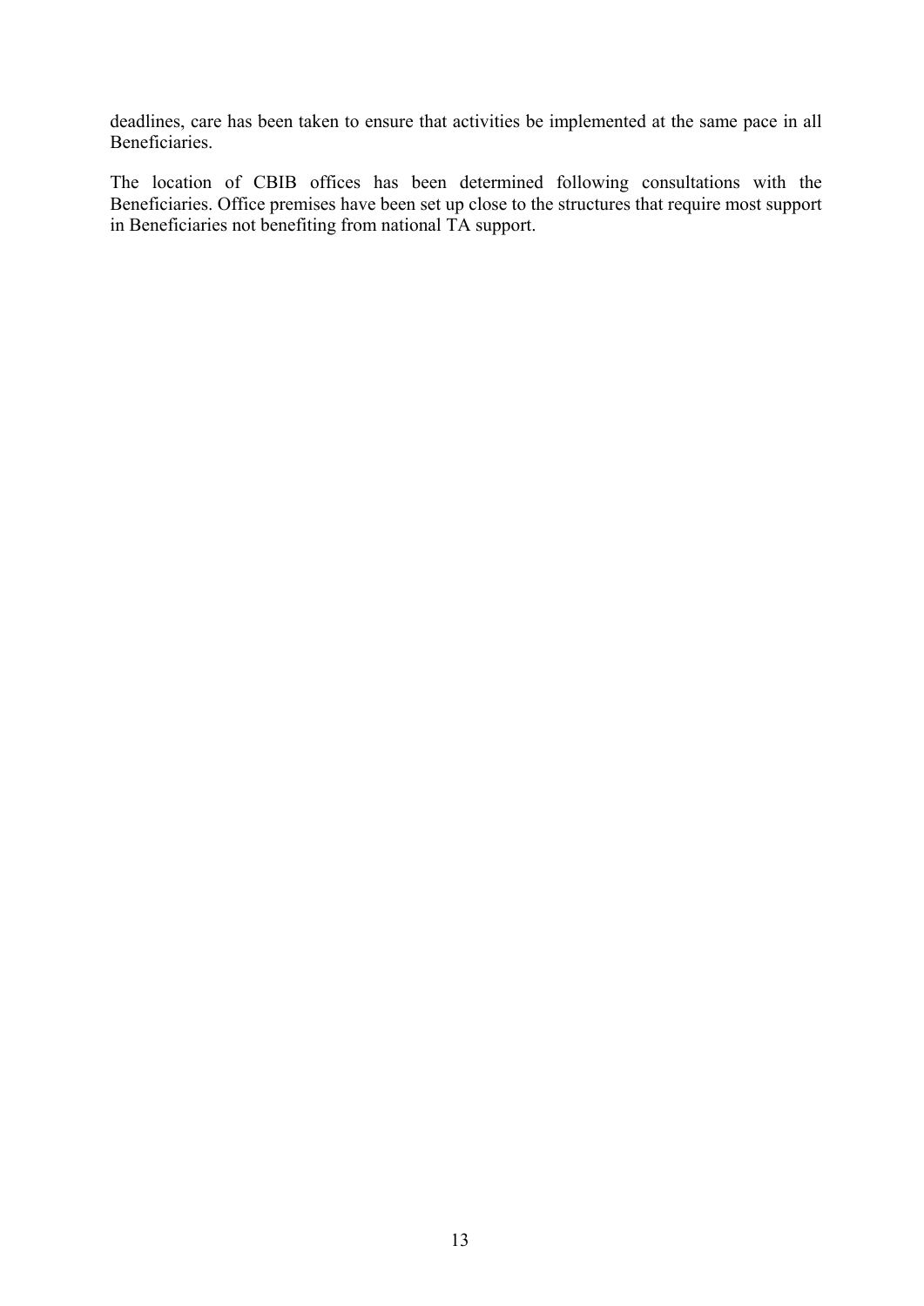deadlines, care has been taken to ensure that activities be implemented at the same pace in all Beneficiaries.

The location of CBIB offices has been determined following consultations with the Beneficiaries. Office premises have been set up close to the structures that require most support in Beneficiaries not benefiting from national TA support.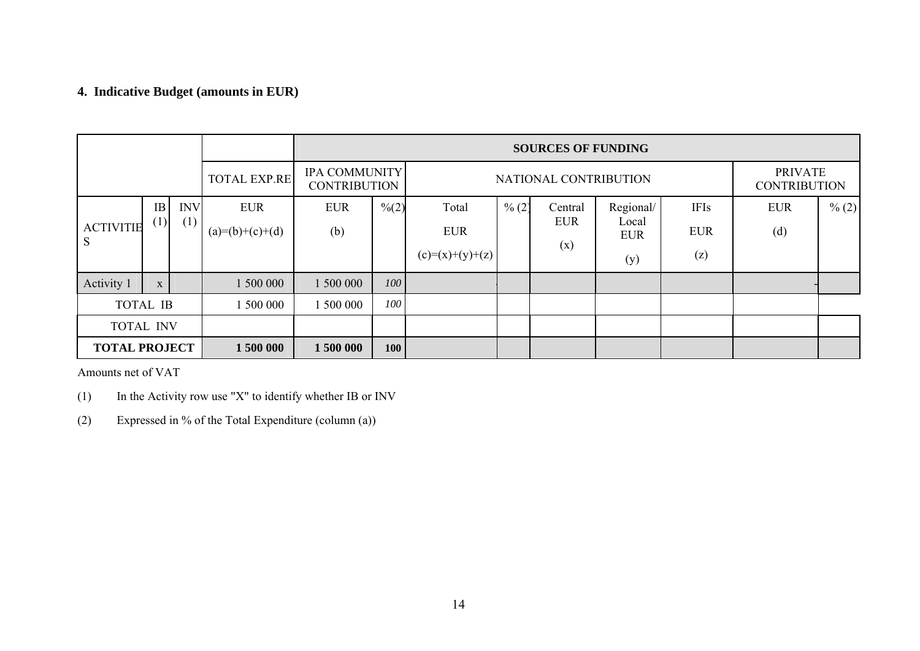## 4. Indicative Budget (amounts in EUR)

| | | | | SOURCES OF FUNDING | | | | | | | | |
|---|---|---|---|---|---|---|---|---|---|---|---|---|
| | | | TOTAL EXP.RE | IPA COMMUNITY CONTRIBUTION | | NATIONAL CONTRIBUTION | | | | | PRIVATE CONTRIBUTION | |
| ACTIVITIES | IB (1) | INV (1) | EUR (a)=(b)+(c)+(d) | EUR (b) | %(2) | Total EUR (c)=(x)+(y)+(z) | % (2) | Central EUR (x) | Regional/ Local EUR (y) | IFIs EUR (z) | EUR (d) | % (2) |
| Activity 1 | x | | 1 500 000 | 1 500 000 | *100* | - | | | | | - | |
| TOTAL IB | | | 1 500 000 | 1 500 000 | *100* | | | | | | | |
| TOTAL INV | | | | | | | | | | | | |
| **TOTAL PROJECT** | | | **1 500 000** | **1 500 000** | **100** | | | | | | | |

Amounts net of VAT

(1) In the Activity row use "X" to identify whether IB or INV

(2) Expressed in % of the Total Expenditure (column (a))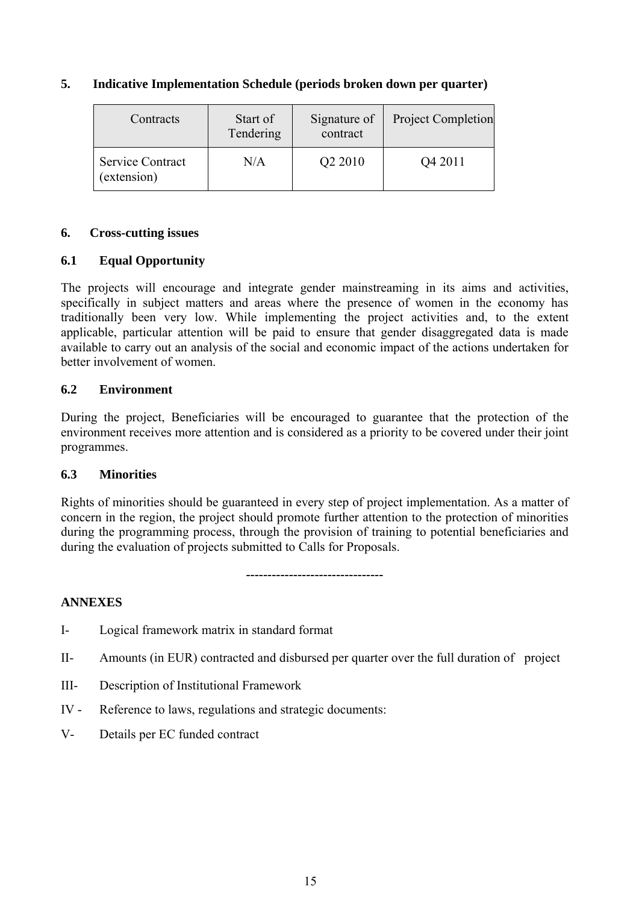## 5. Indicative Implementation Schedule (periods broken down per quarter)

| Contracts | Start of Tendering | Signature of contract | Project Completion |
|---|---|---|---|
| Service Contract (extension) | N/A | Q2 2010 | Q4 2011 |

## 6. Cross-cutting issues

### 6.1 Equal Opportunity

The projects will encourage and integrate gender mainstreaming in its aims and activities, specifically in subject matters and areas where the presence of women in the economy has traditionally been very low. While implementing the project activities and, to the extent applicable, particular attention will be paid to ensure that gender disaggregated data is made available to carry out an analysis of the social and economic impact of the actions undertaken for better involvement of women.

### 6.2 Environment

During the project, Beneficiaries will be encouraged to guarantee that the protection of the environment receives more attention and is considered as a priority to be covered under their joint programmes.

### 6.3 Minorities

Rights of minorities should be guaranteed in every step of project implementation. As a matter of concern in the region, the project should promote further attention to the protection of minorities during the programming process, through the provision of training to potential beneficiaries and during the evaluation of projects submitted to Calls for Proposals.

--------------------------------

**ANNEXES**

I- Logical framework matrix in standard format

II- Amounts (in EUR) contracted and disbursed per quarter over the full duration of project

III- Description of Institutional Framework

IV - Reference to laws, regulations and strategic documents:

V- Details per EC funded contract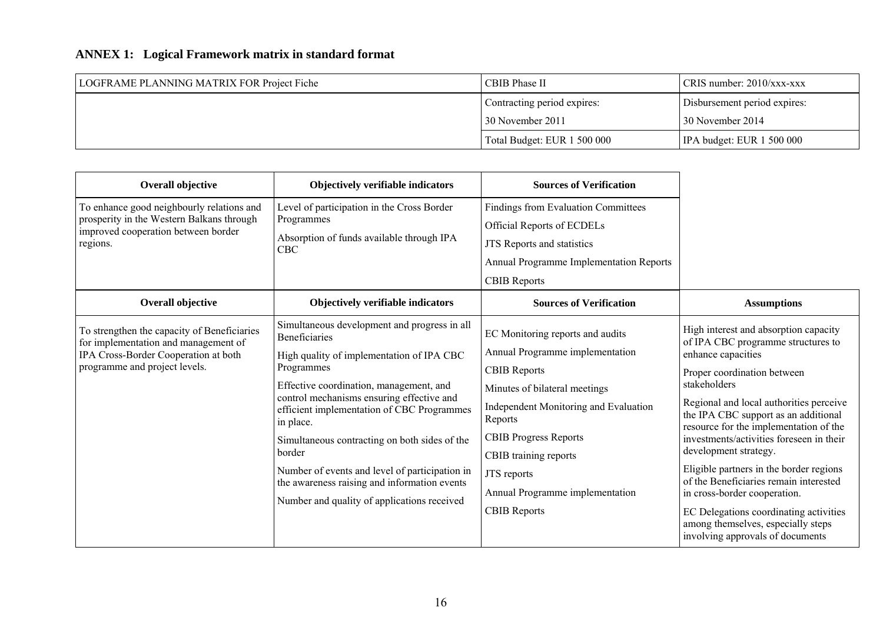## ANNEX 1: Logical Framework matrix in standard format

| LOGFRAME PLANNING MATRIX FOR Project Fiche | CBIB Phase II | CRIS number: 2010/xxx-xxx |
|---|---|---|
| | Contracting period expires: 30 November 2011 | Disbursement period expires: 30 November 2014 |
| | Total Budget: EUR 1 500 000 | IPA budget: EUR 1 500 000 |

| Overall objective | Objectively verifiable indicators | Sources of Verification | |
|---|---|---|---|
| To enhance good neighbourly relations and prosperity in the Western Balkans through improved cooperation between border regions. | Level of participation in the Cross Border Programmes<br>Absorption of funds available through IPA CBC | Findings from Evaluation Committees<br>Official Reports of ECDELs<br>JTS Reports and statistics<br>Annual Programme Implementation Reports<br>CBIB Reports | |
| **Overall objective** | **Objectively verifiable indicators** | **Sources of Verification** | **Assumptions** |
| To strengthen the capacity of Beneficiaries for implementation and management of IPA Cross-Border Cooperation at both programme and project levels. | Simultaneous development and progress in all Beneficiaries<br>High quality of implementation of IPA CBC Programmes<br>Effective coordination, management, and control mechanisms ensuring effective and efficient implementation of CBC Programmes in place.<br>Simultaneous contracting on both sides of the border<br>Number of events and level of participation in the awareness raising and information events<br>Number and quality of applications received | EC Monitoring reports and audits<br>Annual Programme implementation<br>CBIB Reports<br>Minutes of bilateral meetings<br>Independent Monitoring and Evaluation Reports<br>CBIB Progress Reports<br>CBIB training reports<br>JTS reports<br>Annual Programme implementation<br>CBIB Reports | High interest and absorption capacity of IPA CBC programme structures to enhance capacities<br>Proper coordination between stakeholders<br>Regional and local authorities perceive the IPA CBC support as an additional resource for the implementation of the investments/activities foreseen in their development strategy.<br>Eligible partners in the border regions of the Beneficiaries remain interested in cross-border cooperation.<br>EC Delegations coordinating activities among themselves, especially steps involving approvals of documents |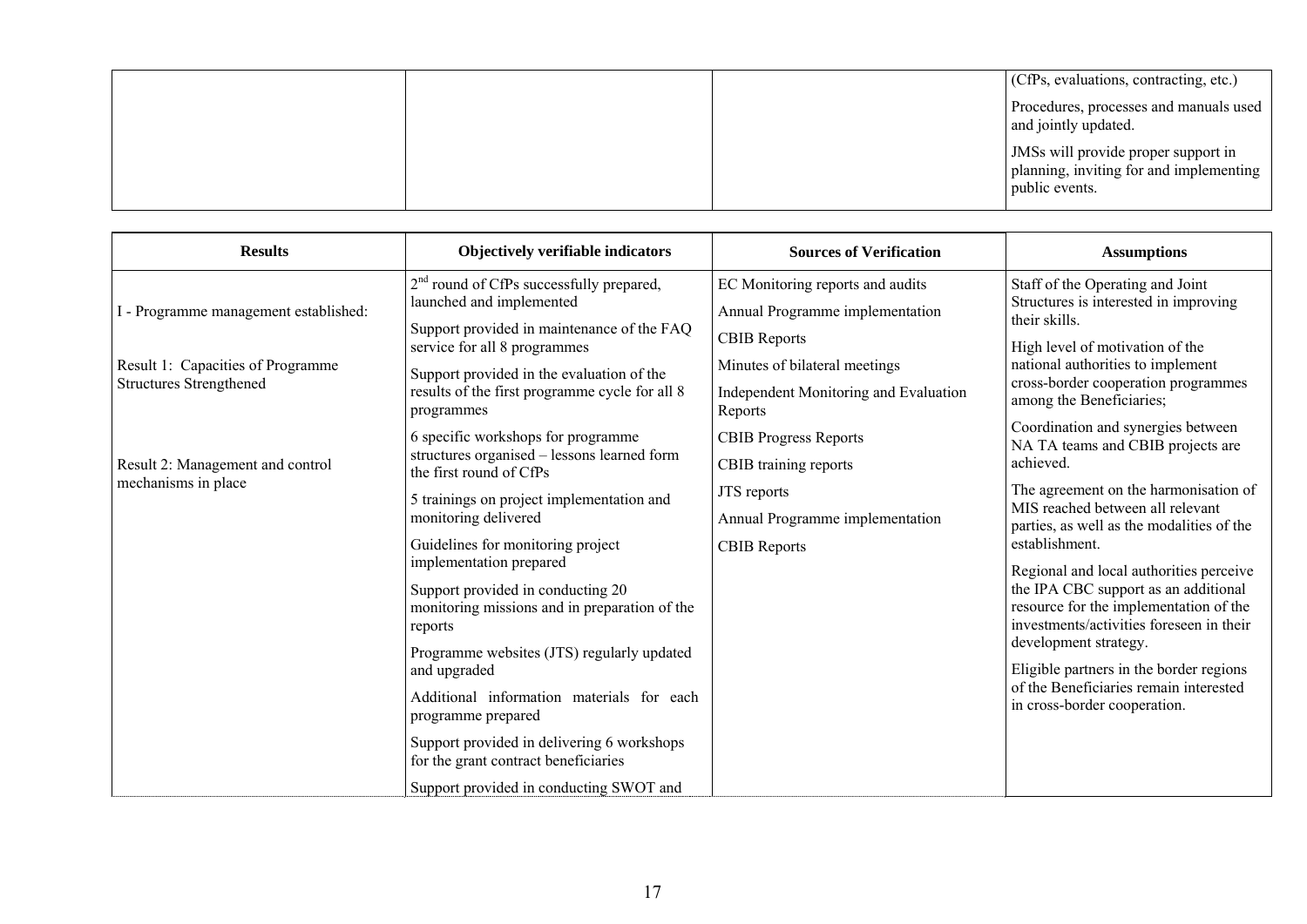| | | | |
|---|---|---|---|
| | | | (CfPs, evaluations, contracting, etc.)<br>Procedures, processes and manuals used and jointly updated.<br>JMSs will provide proper support in planning, inviting for and implementing public events. |

| Results | Objectively verifiable indicators | Sources of Verification | Assumptions |
|---|---|---|---|
| I - Programme management established:<br><br>Result 1: Capacities of Programme Structures Strengthened<br><br>Result 2: Management and control mechanisms in place | 2nd round of CfPs successfully prepared, launched and implemented<br>Support provided in maintenance of the FAQ service for all 8 programmes<br>Support provided in the evaluation of the results of the first programme cycle for all 8 programmes<br>6 specific workshops for programme structures organised – lessons learned form the first round of CfPs<br>5 trainings on project implementation and monitoring delivered<br>Guidelines for monitoring project implementation prepared<br>Support provided in conducting 20 monitoring missions and in preparation of the reports<br>Programme websites (JTS) regularly updated and upgraded<br>Additional information materials for each programme prepared<br>Support provided in delivering 6 workshops for the grant contract beneficiaries<br>Support provided in conducting SWOT and | EC Monitoring reports and audits<br>Annual Programme implementation<br>CBIB Reports<br>Minutes of bilateral meetings<br>Independent Monitoring and Evaluation Reports<br>CBIB Progress Reports<br>CBIB training reports<br>JTS reports<br>Annual Programme implementation<br>CBIB Reports | Staff of the Operating and Joint Structures is interested in improving their skills.<br>High level of motivation of the national authorities to implement cross-border cooperation programmes among the Beneficiaries;<br>Coordination and synergies between NA TA teams and CBIB projects are achieved.<br>The agreement on the harmonisation of MIS reached between all relevant parties, as well as the modalities of the establishment.<br>Regional and local authorities perceive the IPA CBC support as an additional resource for the implementation of the investments/activities foreseen in their development strategy.<br>Eligible partners in the border regions of the Beneficiaries remain interested in cross-border cooperation. |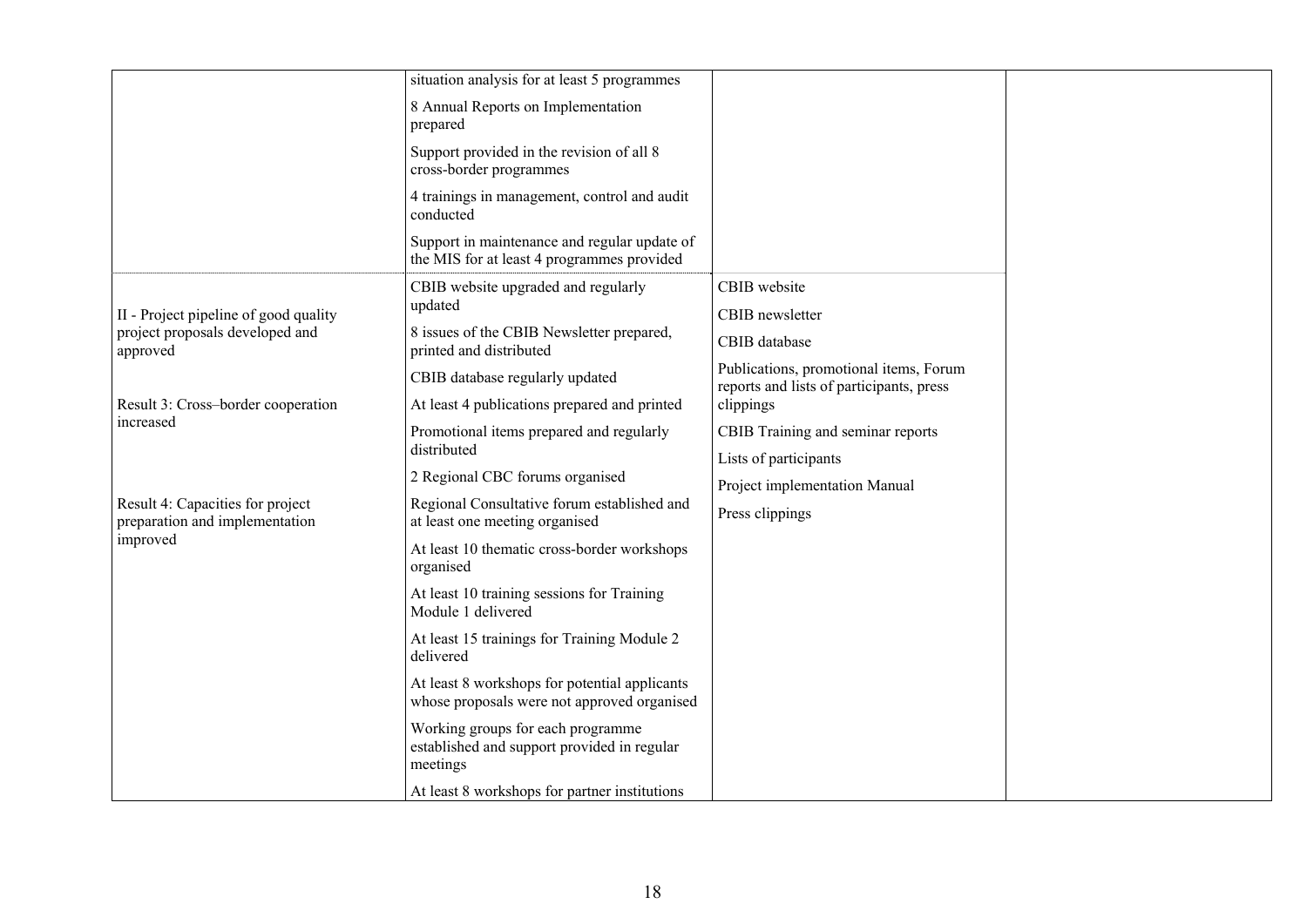| | | | |
|---|---|---|---|
| | situation analysis for at least 5 programmes<br>8 Annual Reports on Implementation prepared<br>Support provided in the revision of all 8 cross-border programmes<br>4 trainings in management, control and audit conducted<br>Support in maintenance and regular update of the MIS for at least 4 programmes provided | | |
| II - Project pipeline of good quality project proposals developed and approved<br><br>Result 3: Cross–border cooperation increased<br><br>Result 4: Capacities for project preparation and implementation improved | CBIB website upgraded and regularly updated<br>8 issues of the CBIB Newsletter prepared, printed and distributed<br>CBIB database regularly updated<br>At least 4 publications prepared and printed<br>Promotional items prepared and regularly distributed<br>2 Regional CBC forums organised<br>Regional Consultative forum established and at least one meeting organised<br>At least 10 thematic cross-border workshops organised<br>At least 10 training sessions for Training Module 1 delivered<br>At least 15 trainings for Training Module 2 delivered<br>At least 8 workshops for potential applicants whose proposals were not approved organised<br>Working groups for each programme established and support provided in regular meetings<br>At least 8 workshops for partner institutions | CBIB website<br>CBIB newsletter<br>CBIB database<br>Publications, promotional items, Forum reports and lists of participants, press clippings<br>CBIB Training and seminar reports<br>Lists of participants<br>Project implementation Manual<br>Press clippings | |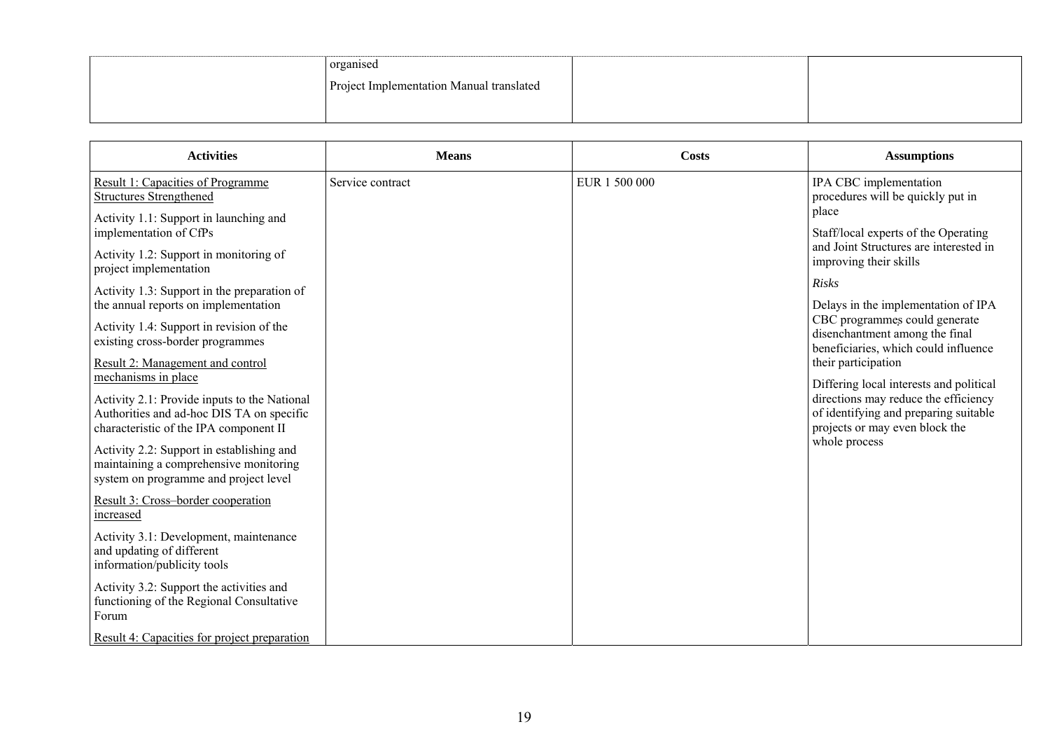| | organised<br>Project Implementation Manual translated | | |
|---|---|---|---|

| Activities | Means | Costs | Assumptions |
|---|---|---|---|
| Result 1: Capacities of Programme Structures Strengthened<br>Activity 1.1: Support in launching and implementation of CfPs<br>Activity 1.2: Support in monitoring of project implementation<br>Activity 1.3: Support in the preparation of the annual reports on implementation<br>Activity 1.4: Support in revision of the existing cross-border programmes<br>Result 2: Management and control mechanisms in place<br>Activity 2.1: Provide inputs to the National Authorities and ad-hoc DIS TA on specific characteristic of the IPA component II<br>Activity 2.2: Support in establishing and maintaining a comprehensive monitoring system on programme and project level<br>Result 3: Cross–border cooperation increased<br>Activity 3.1: Development, maintenance and updating of different information/publicity tools<br>Activity 3.2: Support the activities and functioning of the Regional Consultative Forum<br>Result 4: Capacities for project preparation | Service contract | EUR 1 500 000 | IPA CBC implementation procedures will be quickly put in place<br>Staff/local experts of the Operating and Joint Structures are interested in improving their skills<br>*Risks*<br>Delays in the implementation of IPA CBC programmes could generate disenchantment among the final beneficiaries, which could influence their participation<br>Differing local interests and political directions may reduce the efficiency of identifying and preparing suitable projects or may even block the whole process |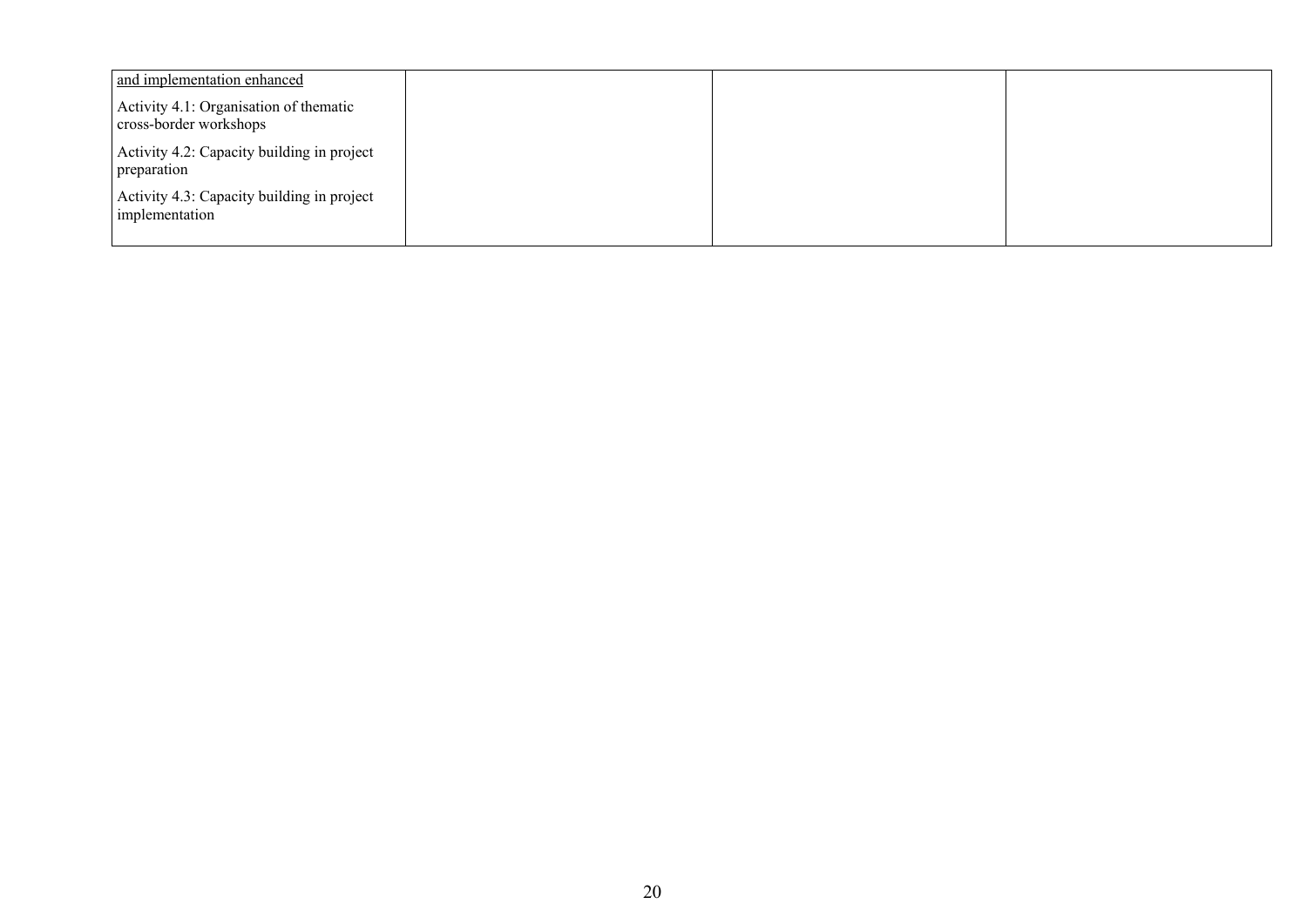| | | | |
|---|---|---|---|
| <u>and implementation enhanced</u><br>Activity 4.1: Organisation of thematic cross-border workshops<br>Activity 4.2: Capacity building in project preparation<br>Activity 4.3: Capacity building in project implementation | | | |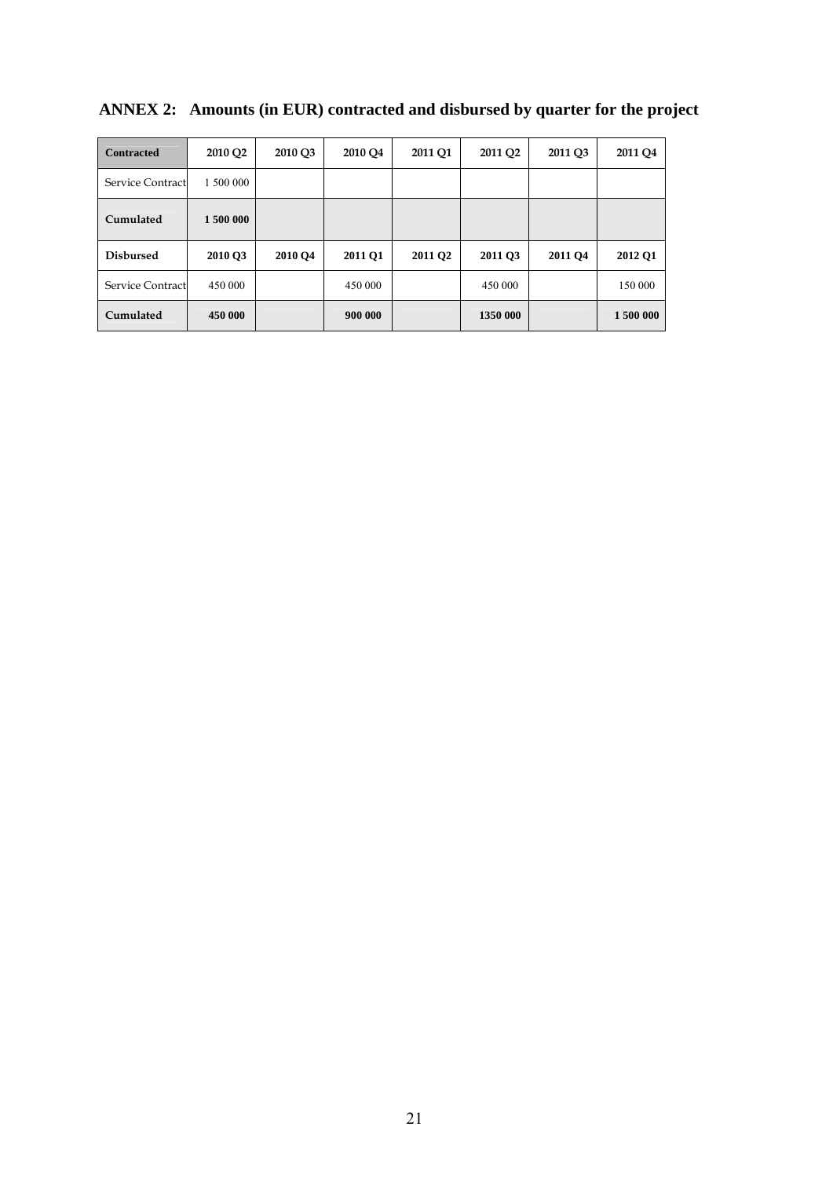## ANNEX 2: Amounts (in EUR) contracted and disbursed by quarter for the project

| **Contracted** | **2010 Q2** | **2010 Q3** | **2010 Q4** | **2011 Q1** | **2011 Q2** | **2011 Q3** | **2011 Q4** |
|---|---|---|---|---|---|---|---|
| Service Contract | 1 500 000 | | | | | | |
| **Cumulated** | **1 500 000** | | | | | | |
| **Disbursed** | **2010 Q3** | **2010 Q4** | **2011 Q1** | **2011 Q2** | **2011 Q3** | **2011 Q4** | **2012 Q1** |
| Service Contract | 450 000 | | 450 000 | | 450 000 | | 150 000 |
| **Cumulated** | **450 000** | | **900 000** | | **1350 000** | | **1 500 000** |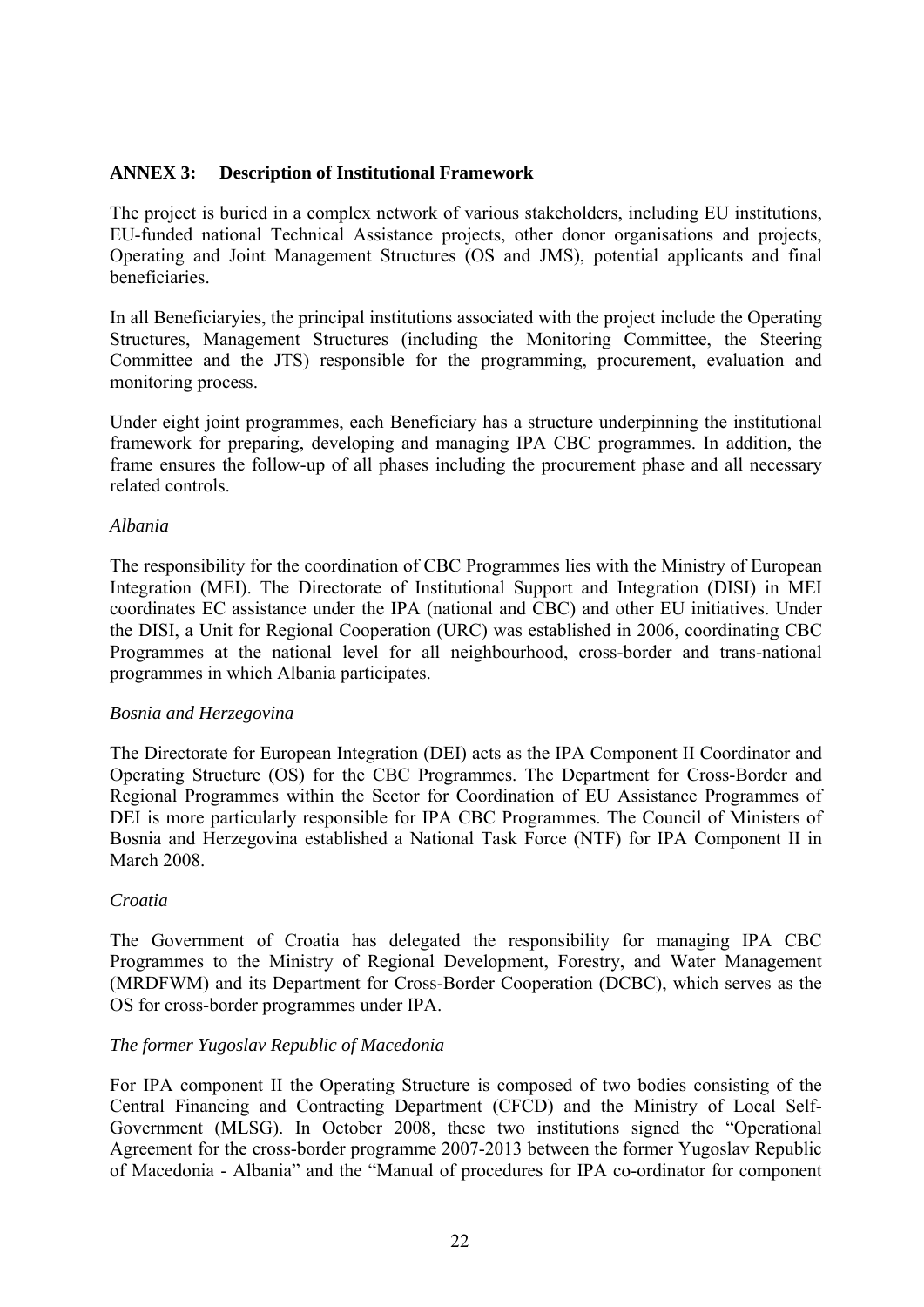**ANNEX 3: Description of Institutional Framework**

The project is buried in a complex network of various stakeholders, including EU institutions, EU-funded national Technical Assistance projects, other donor organisations and projects, Operating and Joint Management Structures (OS and JMS), potential applicants and final beneficiaries.

In all Beneficiaryies, the principal institutions associated with the project include the Operating Structures, Management Structures (including the Monitoring Committee, the Steering Committee and the JTS) responsible for the programming, procurement, evaluation and monitoring process.

Under eight joint programmes, each Beneficiary has a structure underpinning the institutional framework for preparing, developing and managing IPA CBC programmes. In addition, the frame ensures the follow-up of all phases including the procurement phase and all necessary related controls.

*Albania*

The responsibility for the coordination of CBC Programmes lies with the Ministry of European Integration (MEI). The Directorate of Institutional Support and Integration (DISI) in MEI coordinates EC assistance under the IPA (national and CBC) and other EU initiatives. Under the DISI, a Unit for Regional Cooperation (URC) was established in 2006, coordinating CBC Programmes at the national level for all neighbourhood, cross-border and trans-national programmes in which Albania participates.

*Bosnia and Herzegovina*

The Directorate for European Integration (DEI) acts as the IPA Component II Coordinator and Operating Structure (OS) for the CBC Programmes. The Department for Cross-Border and Regional Programmes within the Sector for Coordination of EU Assistance Programmes of DEI is more particularly responsible for IPA CBC Programmes. The Council of Ministers of Bosnia and Herzegovina established a National Task Force (NTF) for IPA Component II in March 2008.

*Croatia*

The Government of Croatia has delegated the responsibility for managing IPA CBC Programmes to the Ministry of Regional Development, Forestry, and Water Management (MRDFWM) and its Department for Cross-Border Cooperation (DCBC), which serves as the OS for cross-border programmes under IPA.

*The former Yugoslav Republic of Macedonia*

For IPA component II the Operating Structure is composed of two bodies consisting of the Central Financing and Contracting Department (CFCD) and the Ministry of Local Self-Government (MLSG). In October 2008, these two institutions signed the "Operational Agreement for the cross-border programme 2007-2013 between the former Yugoslav Republic of Macedonia - Albania" and the "Manual of procedures for IPA co-ordinator for component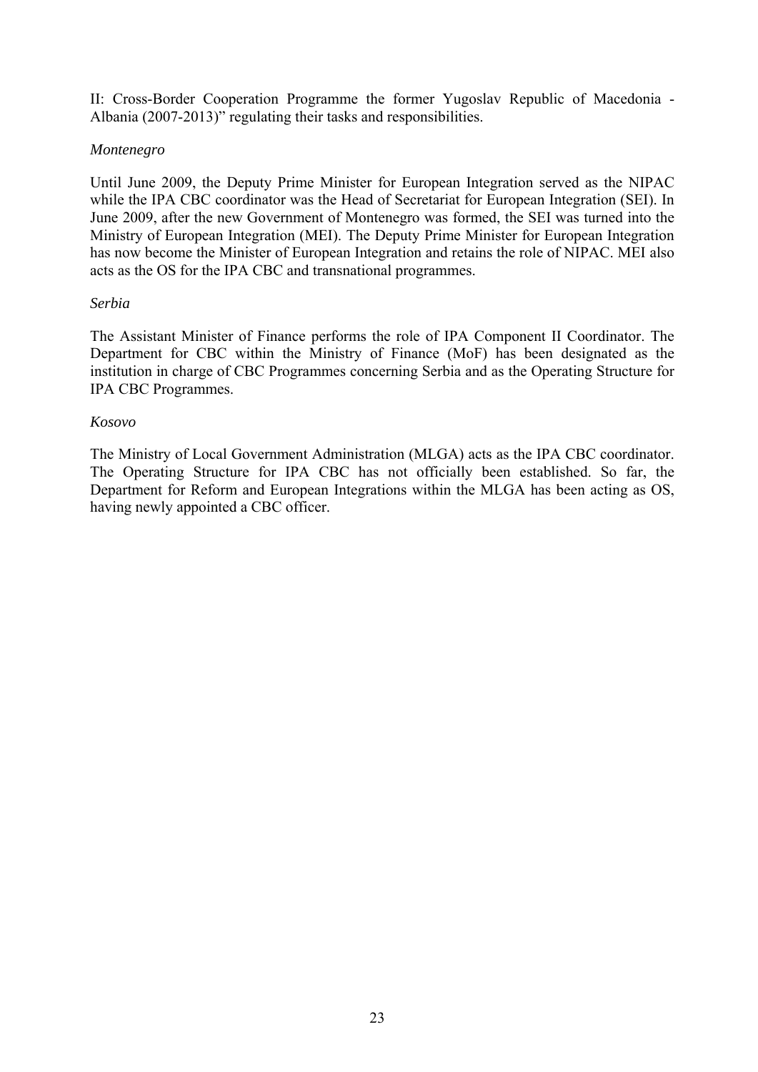II: Cross-Border Cooperation Programme the former Yugoslav Republic of Macedonia - Albania (2007-2013)" regulating their tasks and responsibilities.

*Montenegro*

Until June 2009, the Deputy Prime Minister for European Integration served as the NIPAC while the IPA CBC coordinator was the Head of Secretariat for European Integration (SEI). In June 2009, after the new Government of Montenegro was formed, the SEI was turned into the Ministry of European Integration (MEI). The Deputy Prime Minister for European Integration has now become the Minister of European Integration and retains the role of NIPAC. MEI also acts as the OS for the IPA CBC and transnational programmes.

*Serbia*

The Assistant Minister of Finance performs the role of IPA Component II Coordinator. The Department for CBC within the Ministry of Finance (MoF) has been designated as the institution in charge of CBC Programmes concerning Serbia and as the Operating Structure for IPA CBC Programmes.

*Kosovo*

The Ministry of Local Government Administration (MLGA) acts as the IPA CBC coordinator. The Operating Structure for IPA CBC has not officially been established. So far, the Department for Reform and European Integrations within the MLGA has been acting as OS, having newly appointed a CBC officer.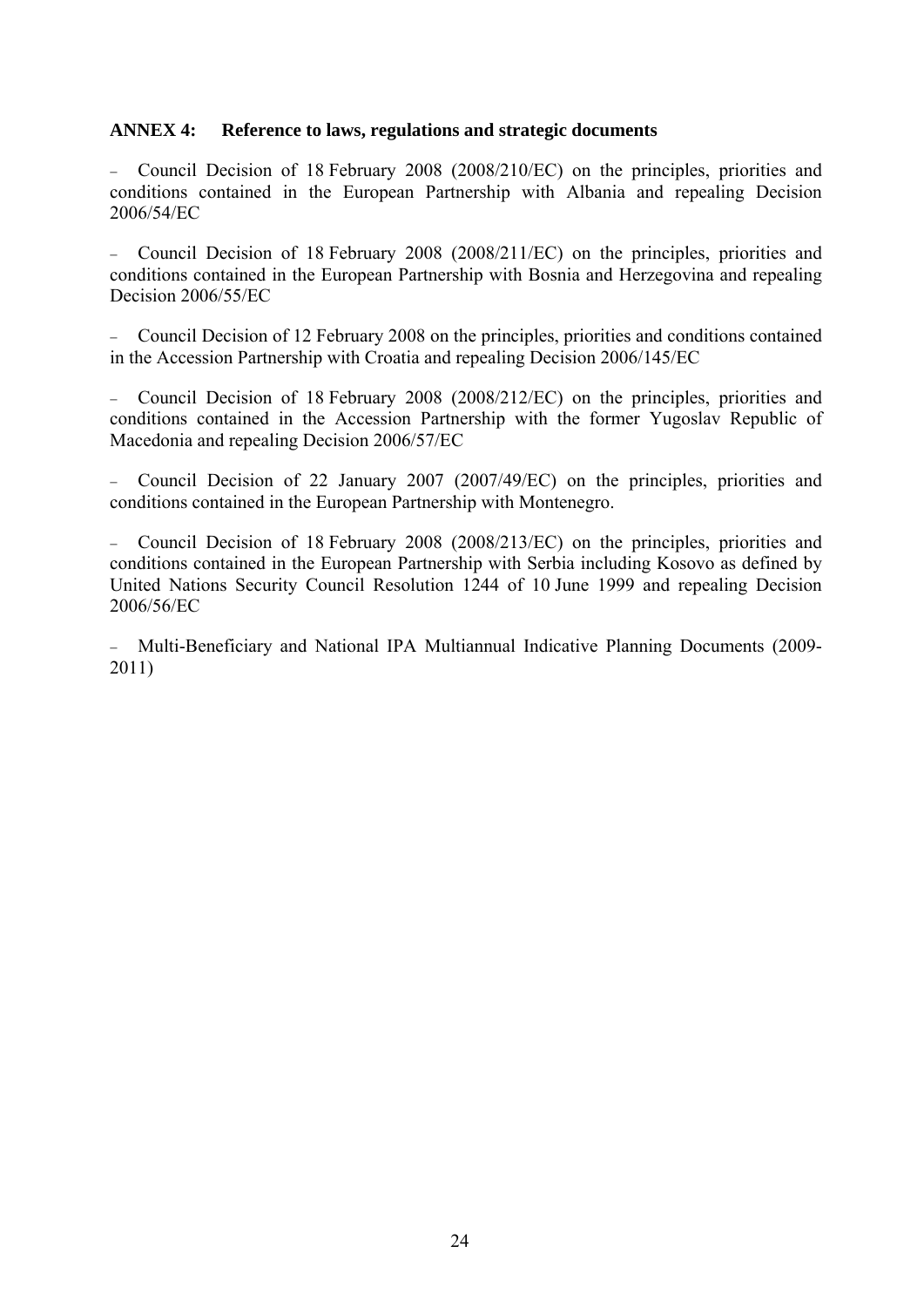**ANNEX 4: Reference to laws, regulations and strategic documents**

- Council Decision of 18 February 2008 (2008/210/EC) on the principles, priorities and conditions contained in the European Partnership with Albania and repealing Decision 2006/54/EC

- Council Decision of 18 February 2008 (2008/211/EC) on the principles, priorities and conditions contained in the European Partnership with Bosnia and Herzegovina and repealing Decision 2006/55/EC

- Council Decision of 12 February 2008 on the principles, priorities and conditions contained in the Accession Partnership with Croatia and repealing Decision 2006/145/EC

- Council Decision of 18 February 2008 (2008/212/EC) on the principles, priorities and conditions contained in the Accession Partnership with the former Yugoslav Republic of Macedonia and repealing Decision 2006/57/EC

- Council Decision of 22 January 2007 (2007/49/EC) on the principles, priorities and conditions contained in the European Partnership with Montenegro.

- Council Decision of 18 February 2008 (2008/213/EC) on the principles, priorities and conditions contained in the European Partnership with Serbia including Kosovo as defined by United Nations Security Council Resolution 1244 of 10 June 1999 and repealing Decision 2006/56/EC

- Multi-Beneficiary and National IPA Multiannual Indicative Planning Documents (2009-2011)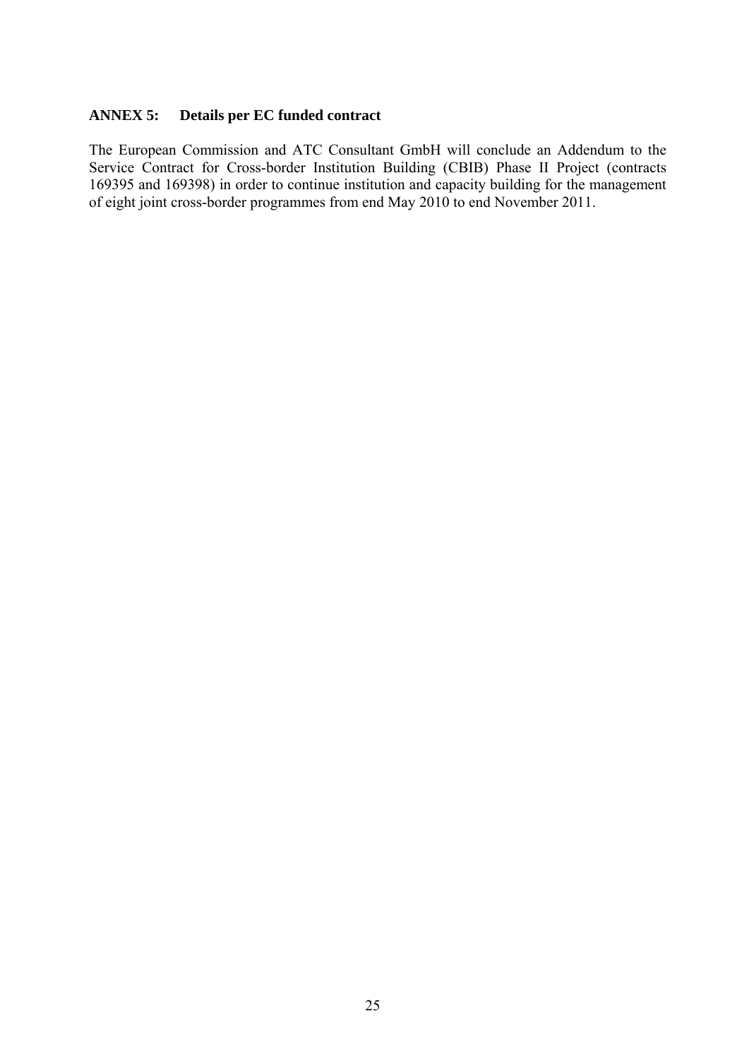## ANNEX 5: Details per EC funded contract

The European Commission and ATC Consultant GmbH will conclude an Addendum to the Service Contract for Cross-border Institution Building (CBIB) Phase II Project (contracts 169395 and 169398) in order to continue institution and capacity building for the management of eight joint cross-border programmes from end May 2010 to end November 2011.